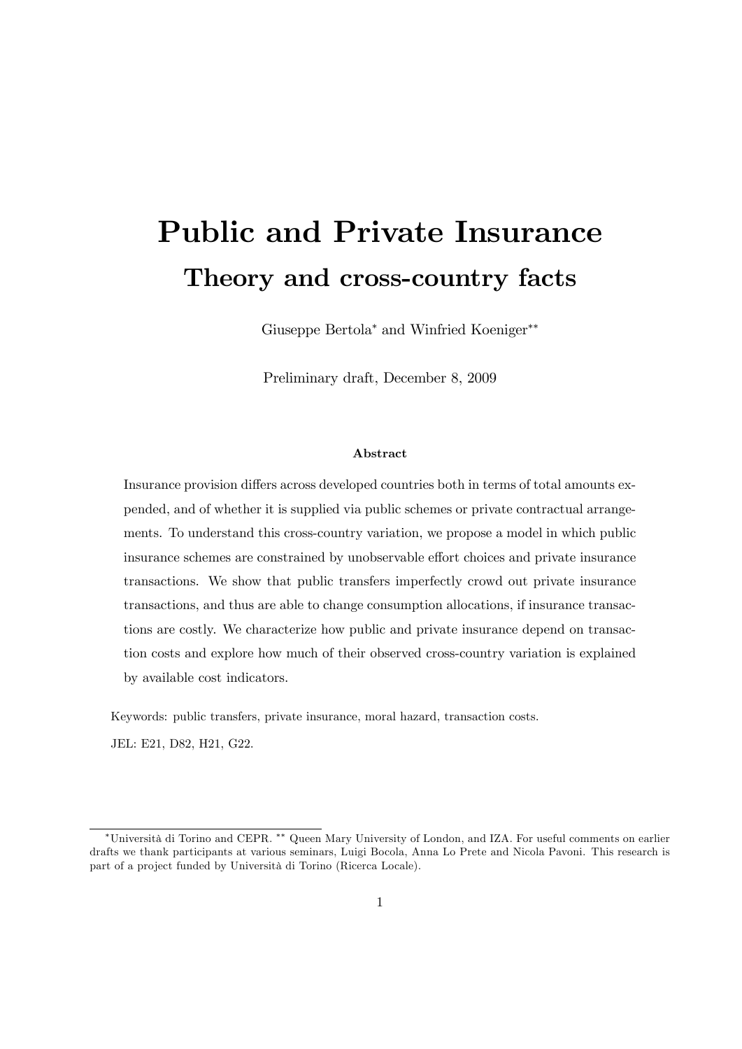# Public and Private Insurance

## Theory and cross-country facts

Giuseppe Bertola* and Winfried Koeniger**

Preliminary draft, December 8, 2009

#### Abstract

Insurance provision differs across developed countries both in terms of total amounts expended, and of whether it is supplied via public schemes or private contractual arrangements. To understand this cross-country variation, we propose a model in which public insurance schemes are constrained by unobservable effort choices and private insurance transactions. We show that public transfers imperfectly crowd out private insurance transactions, and thus are able to change consumption allocations, if insurance transactions are costly. We characterize how public and private insurance depend on transaction costs and explore how much of their observed cross-country variation is explained by available cost indicators.

Keywords: public transfers, private insurance, moral hazard, transaction costs.

JEL: E21, D82, H21, G22.

---

*Università di Torino and CEPR. ** Queen Mary University of London, and IZA. For useful comments on earlier drafts we thank participants at various seminars, Luigi Bocola, Anna Lo Prete and Nicola Pavoni. This research is part of a project funded by Università di Torino (Ricerca Locale).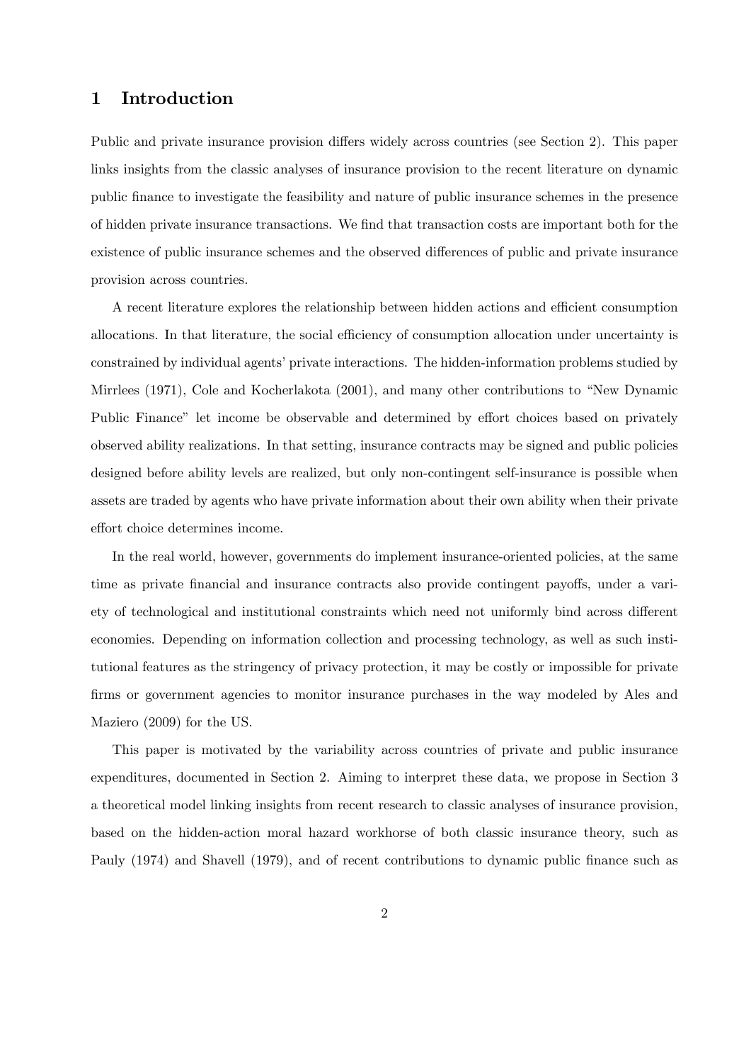# 1 Introduction

Public and private insurance provision differs widely across countries (see Section 2). This paper links insights from the classic analyses of insurance provision to the recent literature on dynamic public finance to investigate the feasibility and nature of public insurance schemes in the presence of hidden private insurance transactions. We find that transaction costs are important both for the existence of public insurance schemes and the observed differences of public and private insurance provision across countries.

A recent literature explores the relationship between hidden actions and efficient consumption allocations. In that literature, the social efficiency of consumption allocation under uncertainty is constrained by individual agents' private interactions. The hidden-information problems studied by Mirrlees (1971), Cole and Kocherlakota (2001), and many other contributions to "New Dynamic Public Finance" let income be observable and determined by effort choices based on privately observed ability realizations. In that setting, insurance contracts may be signed and public policies designed before ability levels are realized, but only non-contingent self-insurance is possible when assets are traded by agents who have private information about their own ability when their private effort choice determines income.

In the real world, however, governments do implement insurance-oriented policies, at the same time as private financial and insurance contracts also provide contingent payoffs, under a variety of technological and institutional constraints which need not uniformly bind across different economies. Depending on information collection and processing technology, as well as such institutional features as the stringency of privacy protection, it may be costly or impossible for private firms or government agencies to monitor insurance purchases in the way modeled by Ales and Maziero (2009) for the US.

This paper is motivated by the variability across countries of private and public insurance expenditures, documented in Section 2. Aiming to interpret these data, we propose in Section 3 a theoretical model linking insights from recent research to classic analyses of insurance provision, based on the hidden-action moral hazard workhorse of both classic insurance theory, such as Pauly (1974) and Shavell (1979), and of recent contributions to dynamic public finance such as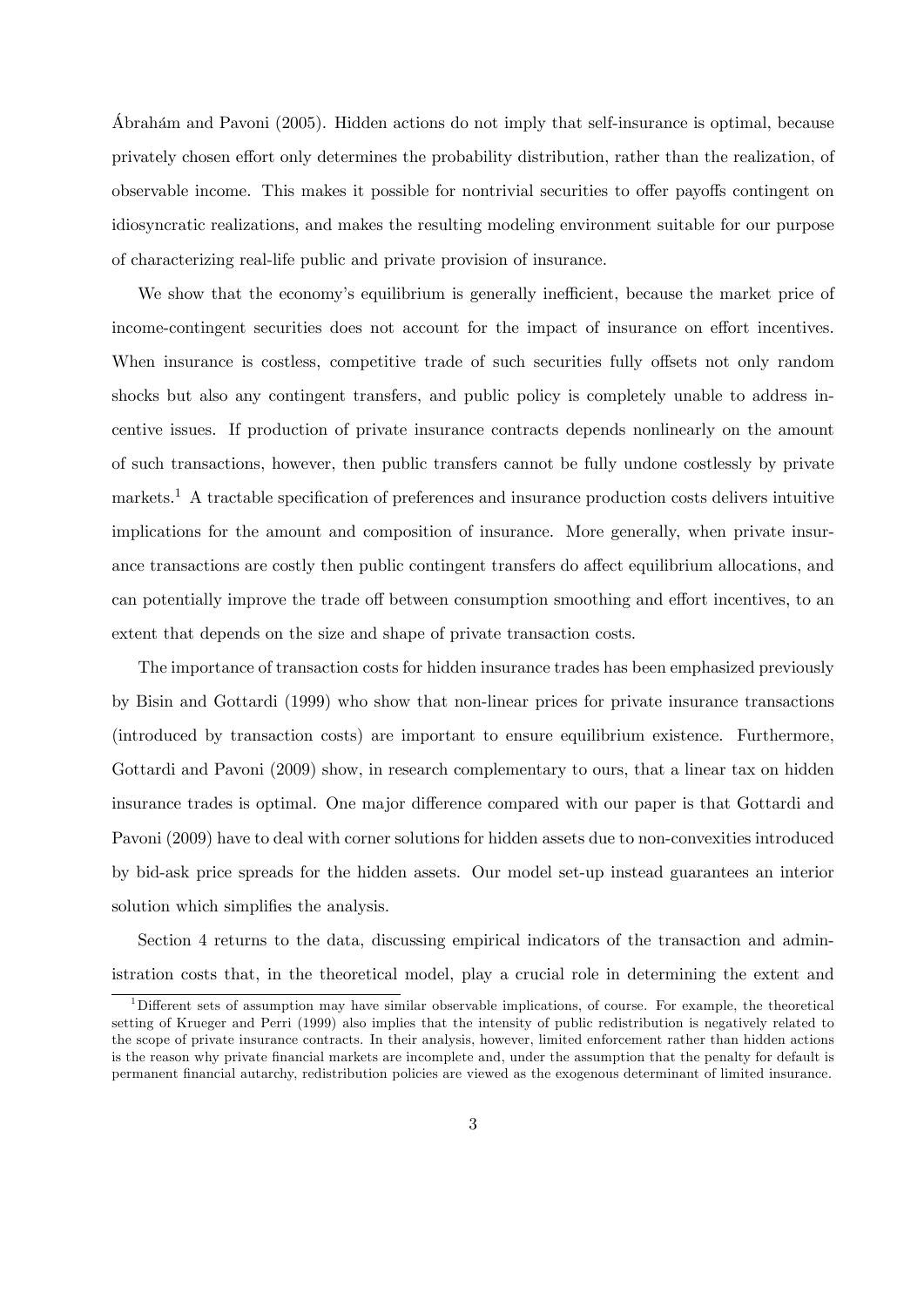Ábrahám and Pavoni (2005). Hidden actions do not imply that self-insurance is optimal, because privately chosen effort only determines the probability distribution, rather than the realization, of observable income. This makes it possible for nontrivial securities to offer payoffs contingent on idiosyncratic realizations, and makes the resulting modeling environment suitable for our purpose of characterizing real-life public and private provision of insurance.

We show that the economy's equilibrium is generally inefficient, because the market price of income-contingent securities does not account for the impact of insurance on effort incentives. When insurance is costless, competitive trade of such securities fully offsets not only random shocks but also any contingent transfers, and public policy is completely unable to address incentive issues. If production of private insurance contracts depends nonlinearly on the amount of such transactions, however, then public transfers cannot be fully undone costlessly by private markets.[1] A tractable specification of preferences and insurance production costs delivers intuitive implications for the amount and composition of insurance. More generally, when private insurance transactions are costly then public contingent transfers do affect equilibrium allocations, and can potentially improve the trade off between consumption smoothing and effort incentives, to an extent that depends on the size and shape of private transaction costs.

The importance of transaction costs for hidden insurance trades has been emphasized previously by Bisin and Gottardi (1999) who show that non-linear prices for private insurance transactions (introduced by transaction costs) are important to ensure equilibrium existence. Furthermore, Gottardi and Pavoni (2009) show, in research complementary to ours, that a linear tax on hidden insurance trades is optimal. One major difference compared with our paper is that Gottardi and Pavoni (2009) have to deal with corner solutions for hidden assets due to non-convexities introduced by bid-ask price spreads for the hidden assets. Our model set-up instead guarantees an interior solution which simplifies the analysis.

Section 4 returns to the data, discussing empirical indicators of the transaction and administration costs that, in the theoretical model, play a crucial role in determining the extent and

[1] Different sets of assumption may have similar observable implications, of course. For example, the theoretical setting of Krueger and Perri (1999) also implies that the intensity of public redistribution is negatively related to the scope of private insurance contracts. In their analysis, however, limited enforcement rather than hidden actions is the reason why private financial markets are incomplete and, under the assumption that the penalty for default is permanent financial autarchy, redistribution policies are viewed as the exogenous determinant of limited insurance.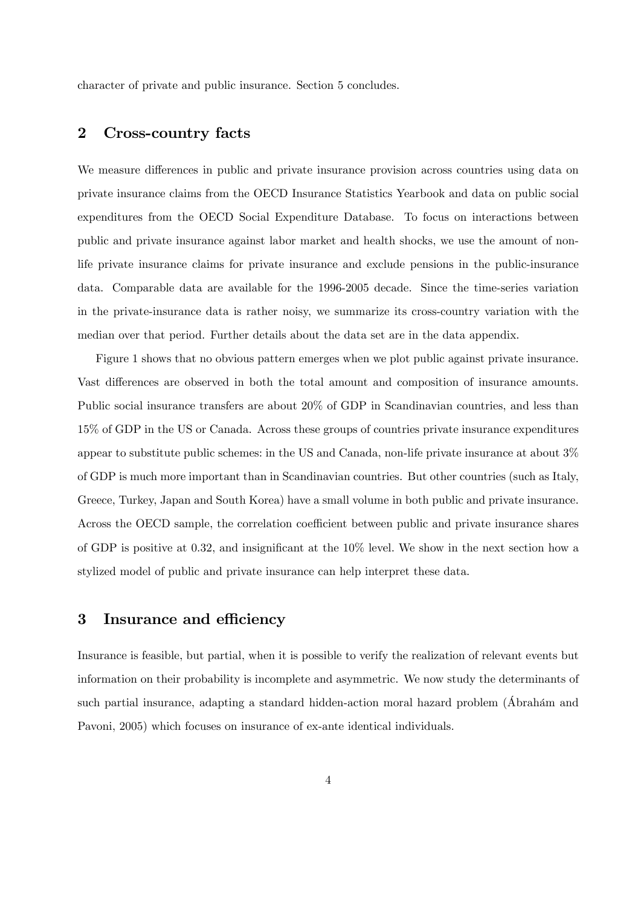character of private and public insurance. Section 5 concludes.

## 2 Cross-country facts

We measure differences in public and private insurance provision across countries using data on private insurance claims from the OECD Insurance Statistics Yearbook and data on public social expenditures from the OECD Social Expenditure Database. To focus on interactions between public and private insurance against labor market and health shocks, we use the amount of non-life private insurance claims for private insurance and exclude pensions in the public-insurance data. Comparable data are available for the 1996-2005 decade. Since the time-series variation in the private-insurance data is rather noisy, we summarize its cross-country variation with the median over that period. Further details about the data set are in the data appendix.

Figure 1 shows that no obvious pattern emerges when we plot public against private insurance. Vast differences are observed in both the total amount and composition of insurance amounts. Public social insurance transfers are about 20% of GDP in Scandinavian countries, and less than 15% of GDP in the US or Canada. Across these groups of countries private insurance expenditures appear to substitute public schemes: in the US and Canada, non-life private insurance at about 3% of GDP is much more important than in Scandinavian countries. But other countries (such as Italy, Greece, Turkey, Japan and South Korea) have a small volume in both public and private insurance. Across the OECD sample, the correlation coefficient between public and private insurance shares of GDP is positive at 0.32, and insignificant at the 10% level. We show in the next section how a stylized model of public and private insurance can help interpret these data.

## 3 Insurance and efficiency

Insurance is feasible, but partial, when it is possible to verify the realization of relevant events but information on their probability is incomplete and asymmetric. We now study the determinants of such partial insurance, adapting a standard hidden-action moral hazard problem (Ábrahám and Pavoni, 2005) which focuses on insurance of ex-ante identical individuals.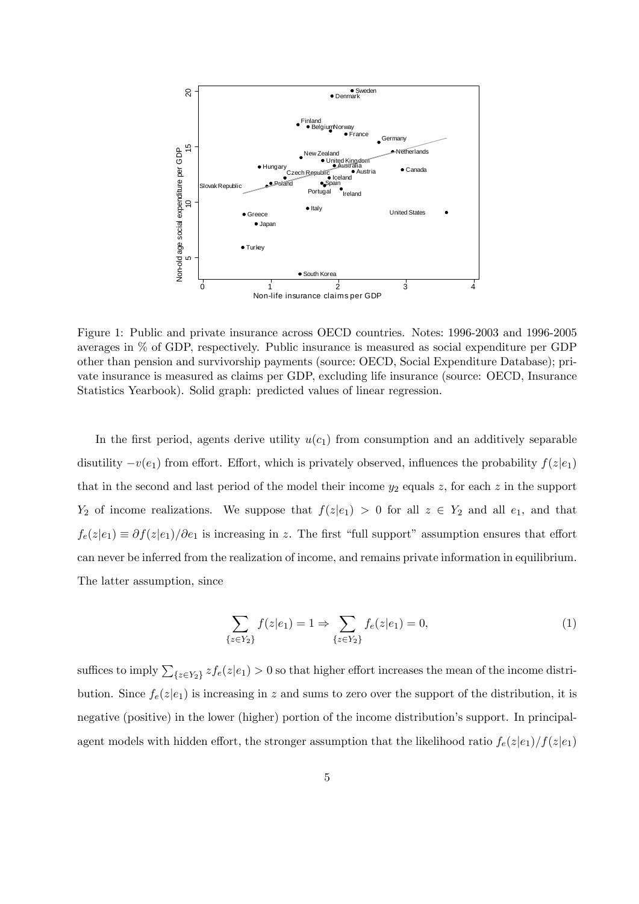Figure 1: Public and private insurance across OECD countries. Notes: 1996-2003 and 1996-2005 averages in % of GDP, respectively. Public insurance is measured as social expenditure per GDP other than pension and survivorship payments (source: OECD, Social Expenditure Database); private insurance is measured as claims per GDP, excluding life insurance (source: OECD, Insurance Statistics Yearbook). Solid graph: predicted values of linear regression.

In the first period, agents derive utility $u(c_1)$ from consumption and an additively separable disutility $-v(e_1)$ from effort. Effort, which is privately observed, influences the probability $f(z|e_1)$ that in the second and last period of the model their income $y_2$ equals $z$, for each $z$ in the support $Y_2$ of income realizations. We suppose that $f(z|e_1) > 0$ for all $z \in Y_2$ and all $e_1$, and that $f_e(z|e_1) \equiv \partial f(z|e_1)/\partial e_1$ is increasing in $z$. The first "full support" assumption ensures that effort can never be inferred from the realization of income, and remains private information in equilibrium. The latter assumption, since

$$\sum_{\{z \in Y_2\}} f(z|e_1) = 1 \Rightarrow \sum_{\{z \in Y_2\}} f_e(z|e_1) = 0, \tag{1}$$

suffices to imply $\sum_{\{z \in Y_2\}} z f_e(z|e_1) > 0$ so that higher effort increases the mean of the income distribution. Since $f_e(z|e_1)$ is increasing in $z$ and sums to zero over the support of the distribution, it is negative (positive) in the lower (higher) portion of the income distribution's support. In principal-agent models with hidden effort, the stronger assumption that the likelihood ratio $f_e(z|e_1)/f(z|e_1)$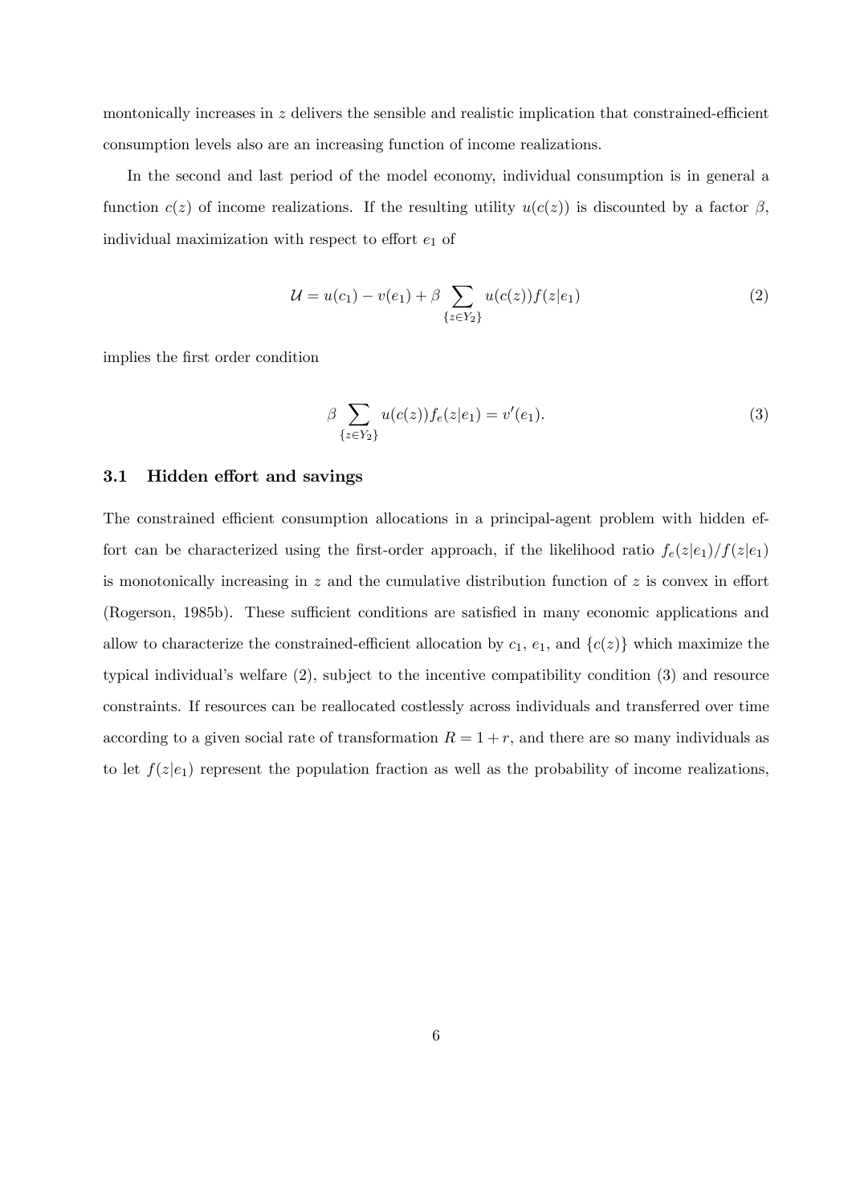montonically increases in $z$ delivers the sensible and realistic implication that constrained-efficient consumption levels also are an increasing function of income realizations.

In the second and last period of the model economy, individual consumption is in general a function $c(z)$ of income realizations. If the resulting utility $u(c(z))$ is discounted by a factor $\beta$, individual maximization with respect to effort $e_1$ of

$$\mathcal{U} = u(c_1) - v(e_1) + \beta \sum_{\{z \in Y_2\}} u(c(z)) f(z|e_1) \tag{2}$$

implies the first order condition

$$\beta \sum_{\{z \in Y_2\}} u(c(z)) f_e(z|e_1) = v'(e_1). \tag{3}$$

### 3.1 Hidden effort and savings

The constrained efficient consumption allocations in a principal-agent problem with hidden effort can be characterized using the first-order approach, if the likelihood ratio $f_e(z|e_1)/f(z|e_1)$ is monotonically increasing in $z$ and the cumulative distribution function of $z$ is convex in effort (Rogerson, 1985b). These sufficient conditions are satisfied in many economic applications and allow to characterize the constrained-efficient allocation by $c_1$, $e_1$, and $\{c(z)\}$ which maximize the typical individual's welfare (2), subject to the incentive compatibility condition (3) and resource constraints. If resources can be reallocated costlessly across individuals and transferred over time according to a given social rate of transformation $R = 1 + r$, and there are so many individuals as to let $f(z|e_1)$ represent the population fraction as well as the probability of income realizations,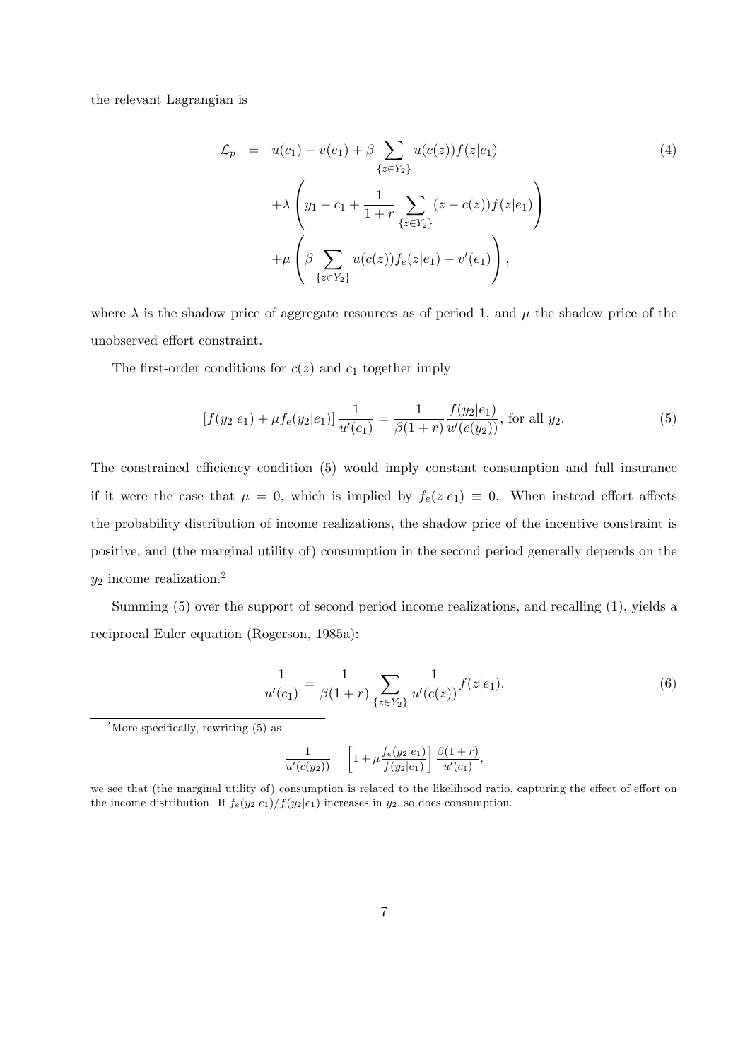the relevant Lagrangian is

$$
\begin{aligned}
\mathcal{L}_p &= u(c_1) - v(e_1) + \beta \sum_{\{z \in Y_2\}} u(c(z)) f(z|e_1) \\
&\quad + \lambda \left( y_1 - c_1 + \frac{1}{1+r} \sum_{\{z \in Y_2\}} (z - c(z)) f(z|e_1) \right) \\
&\quad + \mu \left( \beta \sum_{\{z \in Y_2\}} u(c(z)) f_e(z|e_1) - v'(e_1) \right),
\end{aligned} \tag{4}
$$

where $\lambda$ is the shadow price of aggregate resources as of period 1, and $\mu$ the shadow price of the unobserved effort constraint.

The first-order conditions for $c(z)$ and $c_1$ together imply

$$
[f(y_2|e_1) + \mu f_e(y_2|e_1)] \frac{1}{u'(c_1)} = \frac{1}{\beta(1+r)} \frac{f(y_2|e_1)}{u'(c(y_2))}, \text{ for all } y_2. \tag{5}
$$

The constrained efficiency condition (5) would imply constant consumption and full insurance if it were the case that $\mu = 0$, which is implied by $f_e(z|e_1) \equiv 0$. When instead effort affects the probability distribution of income realizations, the shadow price of the incentive constraint is positive, and (the marginal utility of) consumption in the second period generally depends on the $y_2$ income realization.[2]

Summing (5) over the support of second period income realizations, and recalling (1), yields a reciprocal Euler equation (Rogerson, 1985a):

$$
\frac{1}{u'(c_1)} = \frac{1}{\beta(1+r)} \sum_{\{z \in Y_2\}} \frac{1}{u'(c(z))} f(z|e_1). \tag{6}
$$

[2]More specifically, rewriting (5) as

$$
\frac{1}{u'(c(y_2))} = \left[ 1 + \mu \frac{f_e(y_2|e_1)}{f(y_2|e_1)} \right] \frac{\beta(1+r)}{u'(c_1)},
$$

we see that (the marginal utility of) consumption is related to the likelihood ratio, capturing the effect of effort on the income distribution. If $f_e(y_2|e_1)/f(y_2|e_1)$ increases in $y_2$, so does consumption.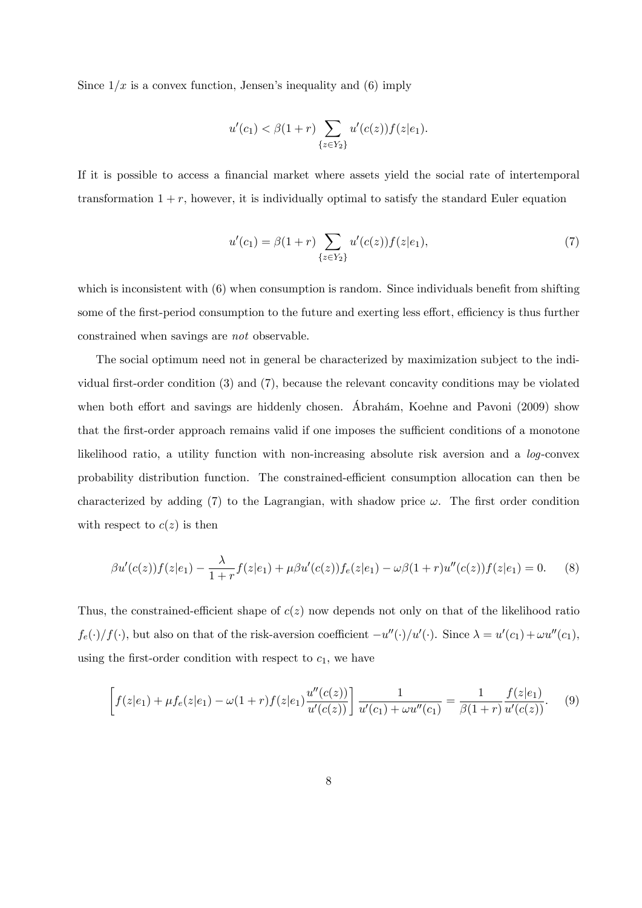Since $1/x$ is a convex function, Jensen's inequality and (6) imply

$$u'(c_1) < \beta(1+r) \sum_{\{z \in Y_2\}} u'(c(z)) f(z|e_1).$$

If it is possible to access a financial market where assets yield the social rate of intertemporal transformation $1+r$, however, it is individually optimal to satisfy the standard Euler equation

$$u'(c_1) = \beta(1+r) \sum_{\{z \in Y_2\}} u'(c(z)) f(z|e_1), \tag{7}$$

which is inconsistent with (6) when consumption is random. Since individuals benefit from shifting some of the first-period consumption to the future and exerting less effort, efficiency is thus further constrained when savings are *not* observable.

The social optimum need not in general be characterized by maximization subject to the individual first-order condition (3) and (7), because the relevant concavity conditions may be violated when both effort and savings are hiddenly chosen. Ábrahám, Koehne and Pavoni (2009) show that the first-order approach remains valid if one imposes the sufficient conditions of a monotone likelihood ratio, a utility function with non-increasing absolute risk aversion and a *log*-convex probability distribution function. The constrained-efficient consumption allocation can then be characterized by adding (7) to the Lagrangian, with shadow price $\omega$. The first order condition with respect to $c(z)$ is then

$$\beta u'(c(z)) f(z|e_1) - \frac{\lambda}{1+r} f(z|e_1) + \mu \beta u'(c(z)) f_e(z|e_1) - \omega \beta (1+r) u''(c(z)) f(z|e_1) = 0. \tag{8}$$

Thus, the constrained-efficient shape of $c(z)$ now depends not only on that of the likelihood ratio $f_e(\cdot)/f(\cdot)$, but also on that of the risk-aversion coefficient $-u''(\cdot)/u'(\cdot)$. Since $\lambda = u'(c_1) + \omega u''(c_1)$, using the first-order condition with respect to $c_1$, we have

$$\left[ f(z|e_1) + \mu f_e(z|e_1) - \omega(1+r) f(z|e_1) \frac{u''(c(z))}{u'(c(z))} \right] \frac{1}{u'(c_1) + \omega u''(c_1)} = \frac{1}{\beta(1+r)} \frac{f(z|e_1)}{u'(c(z))}. \tag{9}$$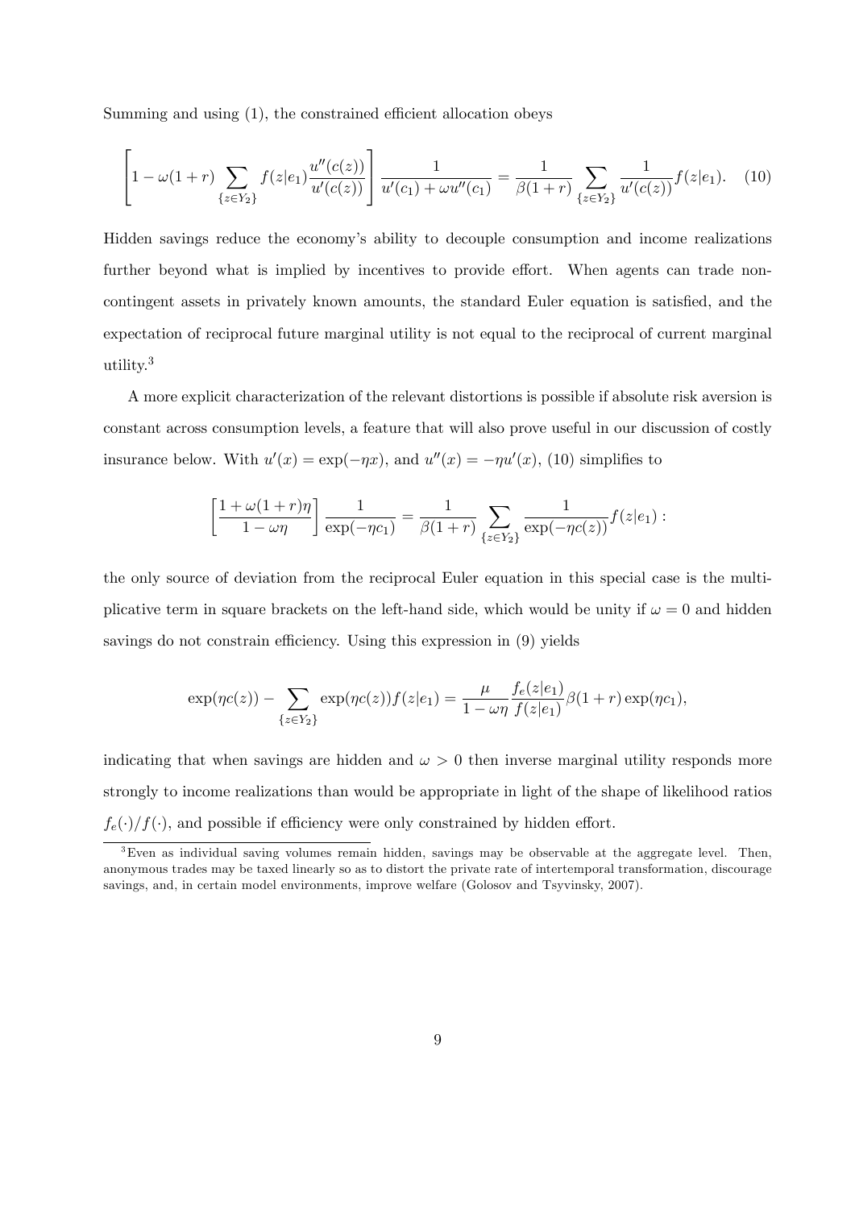Summing and using (1), the constrained efficient allocation obeys

$$\left[1-\omega(1+r)\sum_{\{z\in Y_2\}} f(z|e_1)\frac{u''(c(z))}{u'(c(z))}\right]\frac{1}{u'(c_1)+\omega u''(c_1)}=\frac{1}{\beta(1+r)}\sum_{\{z\in Y_2\}}\frac{1}{u'(c(z))}f(z|e_1). \tag{10}$$

Hidden savings reduce the economy's ability to decouple consumption and income realizations further beyond what is implied by incentives to provide effort. When agents can trade non-contingent assets in privately known amounts, the standard Euler equation is satisfied, and the expectation of reciprocal future marginal utility is not equal to the reciprocal of current marginal utility.[3]

A more explicit characterization of the relevant distortions is possible if absolute risk aversion is constant across consumption levels, a feature that will also prove useful in our discussion of costly insurance below. With $u'(x)=\exp(-\eta x)$, and $u''(x)=-\eta u'(x)$, (10) simplifies to

$$\left[\frac{1+\omega(1+r)\eta}{1-\omega\eta}\right]\frac{1}{\exp(-\eta c_1)}=\frac{1}{\beta(1+r)}\sum_{\{z\in Y_2\}}\frac{1}{\exp(-\eta c(z))}f(z|e_1):$$

the only source of deviation from the reciprocal Euler equation in this special case is the multiplicative term in square brackets on the left-hand side, which would be unity if $\omega=0$ and hidden savings do not constrain efficiency. Using this expression in (9) yields

$$\exp(\eta c(z))-\sum_{\{z\in Y_2\}}\exp(\eta c(z))f(z|e_1)=\frac{\mu}{1-\omega\eta}\frac{f_e(z|e_1)}{f(z|e_1)}\beta(1+r)\exp(\eta c_1),$$

indicating that when savings are hidden and $\omega>0$ then inverse marginal utility responds more strongly to income realizations than would be appropriate in light of the shape of likelihood ratios $f_e(\cdot)/f(\cdot)$, and possible if efficiency were only constrained by hidden effort.

[3] Even as individual saving volumes remain hidden, savings may be observable at the aggregate level. Then, anonymous trades may be taxed linearly so as to distort the private rate of intertemporal transformation, discourage savings, and, in certain model environments, improve welfare (Golosov and Tsyvinsky, 2007).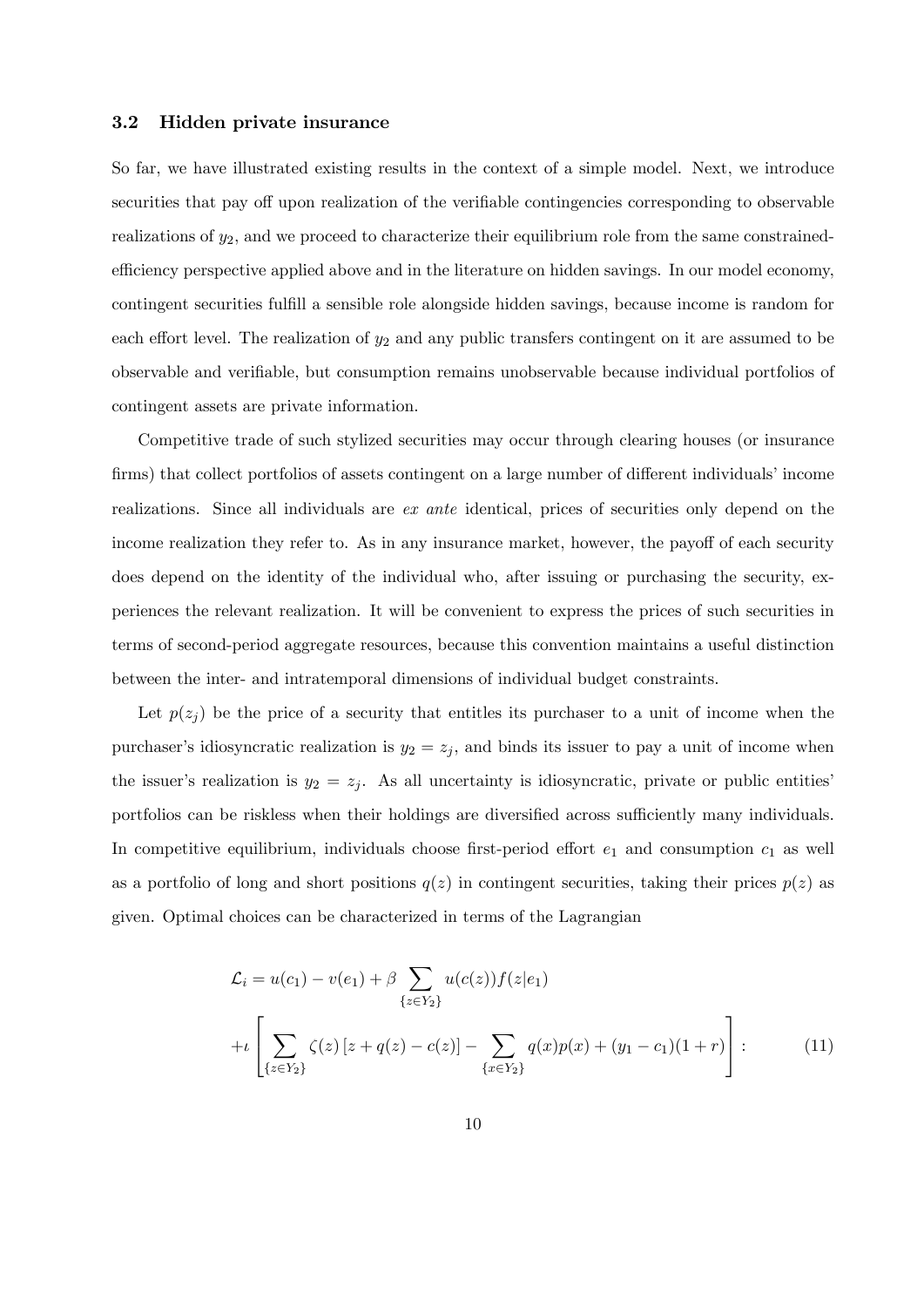### 3.2 Hidden private insurance

So far, we have illustrated existing results in the context of a simple model. Next, we introduce securities that pay off upon realization of the verifiable contingencies corresponding to observable realizations of $y_2$, and we proceed to characterize their equilibrium role from the same constrained-efficiency perspective applied above and in the literature on hidden savings. In our model economy, contingent securities fulfill a sensible role alongside hidden savings, because income is random for each effort level. The realization of $y_2$ and any public transfers contingent on it are assumed to be observable and verifiable, but consumption remains unobservable because individual portfolios of contingent assets are private information.

Competitive trade of such stylized securities may occur through clearing houses (or insurance firms) that collect portfolios of assets contingent on a large number of different individuals' income realizations. Since all individuals are *ex ante* identical, prices of securities only depend on the income realization they refer to. As in any insurance market, however, the payoff of each security does depend on the identity of the individual who, after issuing or purchasing the security, experiences the relevant realization. It will be convenient to express the prices of such securities in terms of second-period aggregate resources, because this convention maintains a useful distinction between the inter- and intratemporal dimensions of individual budget constraints.

Let $p(z_j)$ be the price of a security that entitles its purchaser to a unit of income when the purchaser's idiosyncratic realization is $y_2 = z_j$, and binds its issuer to pay a unit of income when the issuer's realization is $y_2 = z_j$. As all uncertainty is idiosyncratic, private or public entities' portfolios can be riskless when their holdings are diversified across sufficiently many individuals. In competitive equilibrium, individuals choose first-period effort $e_1$ and consumption $c_1$ as well as a portfolio of long and short positions $q(z)$ in contingent securities, taking their prices $p(z)$ as given. Optimal choices can be characterized in terms of the Lagrangian

$$
\begin{aligned}
\mathcal{L}_i &= u(c_1) - v(e_1) + \beta \sum_{\{z \in Y_2\}} u(c(z)) f(z|e_1) \\
&+ \iota \left[ \sum_{\{z \in Y_2\}} \zeta(z) \left[ z + q(z) - c(z) \right] - \sum_{\{x \in Y_2\}} q(x)p(x) + (y_1 - c_1)(1 + r) \right] : \qquad (11)
\end{aligned}
$$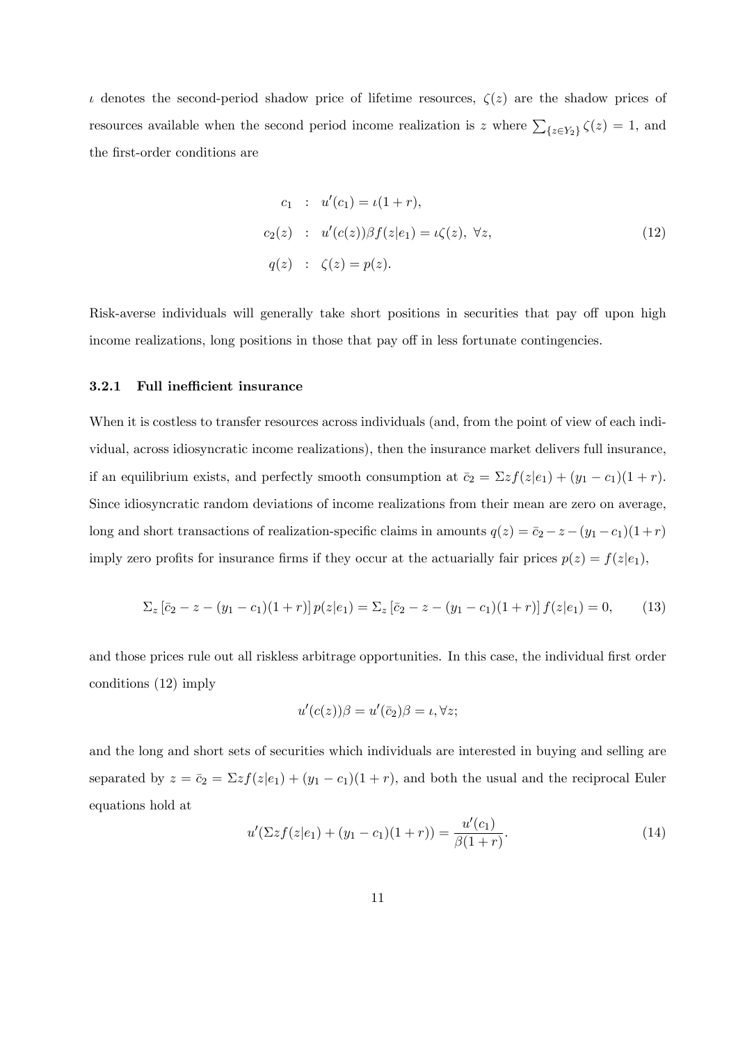$\iota$ denotes the second-period shadow price of lifetime resources, $\zeta(z)$ are the shadow prices of resources available when the second period income realization is $z$ where $\sum_{\{z \in Y_2\}} \zeta(z) = 1$, and the first-order conditions are

$$
\begin{aligned}
c_1 &: \; u'(c_1) = \iota(1+r), \\
c_2(z) &: \; u'(c(z))\beta f(z|e_1) = \iota\zeta(z), \; \forall z, \\
q(z) &: \; \zeta(z) = p(z).
\end{aligned}
\tag{12}
$$

Risk-averse individuals will generally take short positions in securities that pay off upon high income realizations, long positions in those that pay off in less fortunate contingencies.

### 3.2.1 Full inefficient insurance

When it is costless to transfer resources across individuals (and, from the point of view of each individual, across idiosyncratic income realizations), then the insurance market delivers full insurance, if an equilibrium exists, and perfectly smooth consumption at $\bar{c}_2 = \Sigma z f(z|e_1) + (y_1 - c_1)(1+r)$. Since idiosyncratic random deviations of income realizations from their mean are zero on average, long and short transactions of realization-specific claims in amounts $q(z) = \bar{c}_2 - z - (y_1 - c_1)(1+r)$ imply zero profits for insurance firms if they occur at the actuarially fair prices $p(z) = f(z|e_1)$,

$$
\Sigma_z \left[\bar{c}_2 - z - (y_1 - c_1)(1+r)\right] p(z|e_1) = \Sigma_z \left[\bar{c}_2 - z - (y_1 - c_1)(1+r)\right] f(z|e_1) = 0, \tag{13}
$$

and those prices rule out all riskless arbitrage opportunities. In this case, the individual first order conditions (12) imply

$$
u'(c(z))\beta = u'(\bar{c}_2)\beta = \iota, \forall z;
$$

and the long and short sets of securities which individuals are interested in buying and selling are separated by $z = \bar{c}_2 = \Sigma z f(z|e_1) + (y_1 - c_1)(1+r)$, and both the usual and the reciprocal Euler equations hold at

$$
u'(\Sigma z f(z|e_1) + (y_1 - c_1)(1+r)) = \frac{u'(c_1)}{\beta(1+r)}. \tag{14}
$$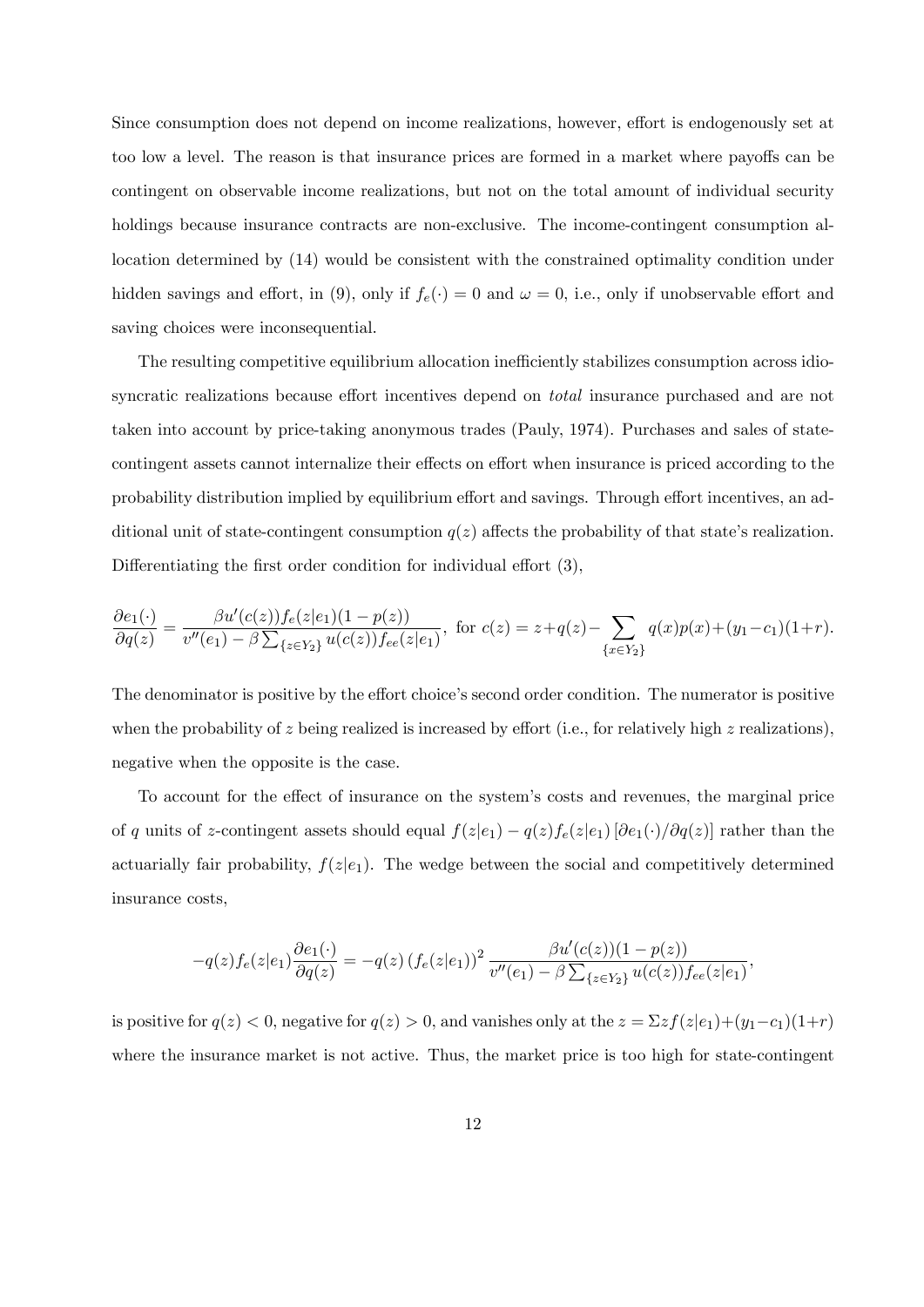Since consumption does not depend on income realizations, however, effort is endogenously set at too low a level. The reason is that insurance prices are formed in a market where payoffs can be contingent on observable income realizations, but not on the total amount of individual security holdings because insurance contracts are non-exclusive. The income-contingent consumption allocation determined by (14) would be consistent with the constrained optimality condition under hidden savings and effort, in (9), only if $f_e(\cdot) = 0$ and $\omega = 0$, i.e., only if unobservable effort and saving choices were inconsequential.

The resulting competitive equilibrium allocation inefficiently stabilizes consumption across idiosyncratic realizations because effort incentives depend on *total* insurance purchased and are not taken into account by price-taking anonymous trades (Pauly, 1974). Purchases and sales of state-contingent assets cannot internalize their effects on effort when insurance is priced according to the probability distribution implied by equilibrium effort and savings. Through effort incentives, an additional unit of state-contingent consumption $q(z)$ affects the probability of that state's realization. Differentiating the first order condition for individual effort (3),

$$\frac{\partial e_1(\cdot)}{\partial q(z)} = \frac{\beta u'(c(z)) f_e(z|e_1)(1-p(z))}{v''(e_1) - \beta \sum_{\{z \in Y_2\}} u(c(z)) f_{ee}(z|e_1)}, \text{ for } c(z) = z + q(z) - \sum_{\{x \in Y_2\}} q(x)p(x) + (y_1 - c_1)(1+r).$$

The denominator is positive by the effort choice's second order condition. The numerator is positive when the probability of $z$ being realized is increased by effort (i.e., for relatively high $z$ realizations), negative when the opposite is the case.

To account for the effect of insurance on the system's costs and revenues, the marginal price of $q$ units of $z$-contingent assets should equal $f(z|e_1) - q(z) f_e(z|e_1) \left[\partial e_1(\cdot)/\partial q(z)\right]$ rather than the actuarially fair probability, $f(z|e_1)$. The wedge between the social and competitively determined insurance costs,

$$-q(z) f_e(z|e_1) \frac{\partial e_1(\cdot)}{\partial q(z)} = -q(z) \left(f_e(z|e_1)\right)^2 \frac{\beta u'(c(z))(1-p(z))}{v''(e_1) - \beta \sum_{\{z \in Y_2\}} u(c(z)) f_{ee}(z|e_1)},$$

is positive for $q(z) < 0$, negative for $q(z) > 0$, and vanishes only at the $z = \Sigma z f(z|e_1) + (y_1 - c_1)(1+r)$ where the insurance market is not active. Thus, the market price is too high for state-contingent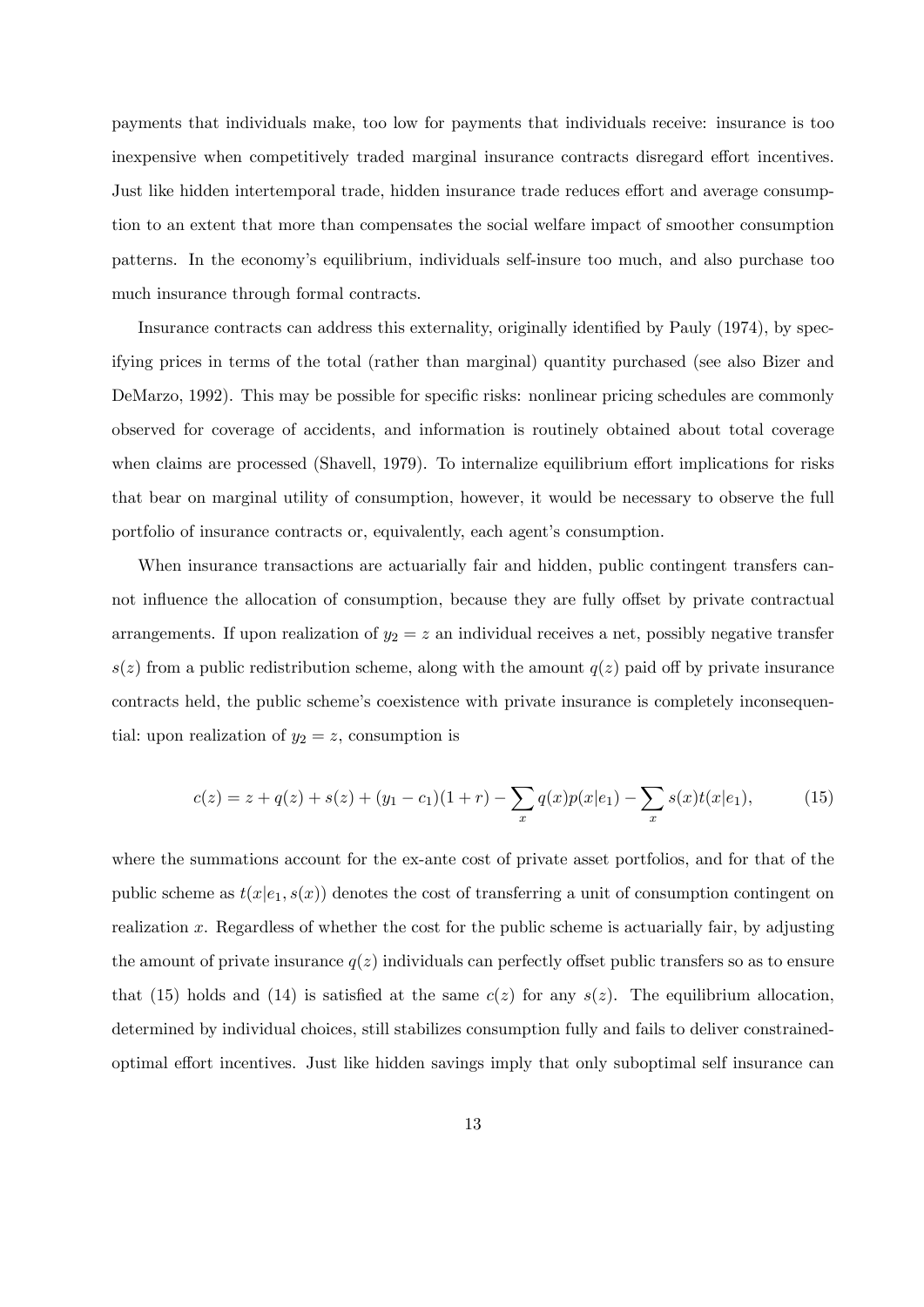payments that individuals make, too low for payments that individuals receive: insurance is too inexpensive when competitively traded marginal insurance contracts disregard effort incentives. Just like hidden intertemporal trade, hidden insurance trade reduces effort and average consumption to an extent that more than compensates the social welfare impact of smoother consumption patterns. In the economy's equilibrium, individuals self-insure too much, and also purchase too much insurance through formal contracts.

Insurance contracts can address this externality, originally identified by Pauly (1974), by specifying prices in terms of the total (rather than marginal) quantity purchased (see also Bizer and DeMarzo, 1992). This may be possible for specific risks: nonlinear pricing schedules are commonly observed for coverage of accidents, and information is routinely obtained about total coverage when claims are processed (Shavell, 1979). To internalize equilibrium effort implications for risks that bear on marginal utility of consumption, however, it would be necessary to observe the full portfolio of insurance contracts or, equivalently, each agent's consumption.

When insurance transactions are actuarially fair and hidden, public contingent transfers cannot influence the allocation of consumption, because they are fully offset by private contractual arrangements. If upon realization of $y_2 = z$ an individual receives a net, possibly negative transfer $s(z)$ from a public redistribution scheme, along with the amount $q(z)$ paid off by private insurance contracts held, the public scheme's coexistence with private insurance is completely inconsequential: upon realization of $y_2 = z$, consumption is

$$c(z) = z + q(z) + s(z) + (y_1 - c_1)(1 + r) - \sum_x q(x)p(x|e_1) - \sum_x s(x)t(x|e_1), \tag{15}$$

where the summations account for the ex-ante cost of private asset portfolios, and for that of the public scheme as $t(x|e_1, s(x))$ denotes the cost of transferring a unit of consumption contingent on realization $x$. Regardless of whether the cost for the public scheme is actuarially fair, by adjusting the amount of private insurance $q(z)$ individuals can perfectly offset public transfers so as to ensure that (15) holds and (14) is satisfied at the same $c(z)$ for any $s(z)$. The equilibrium allocation, determined by individual choices, still stabilizes consumption fully and fails to deliver constrained-optimal effort incentives. Just like hidden savings imply that only suboptimal self insurance can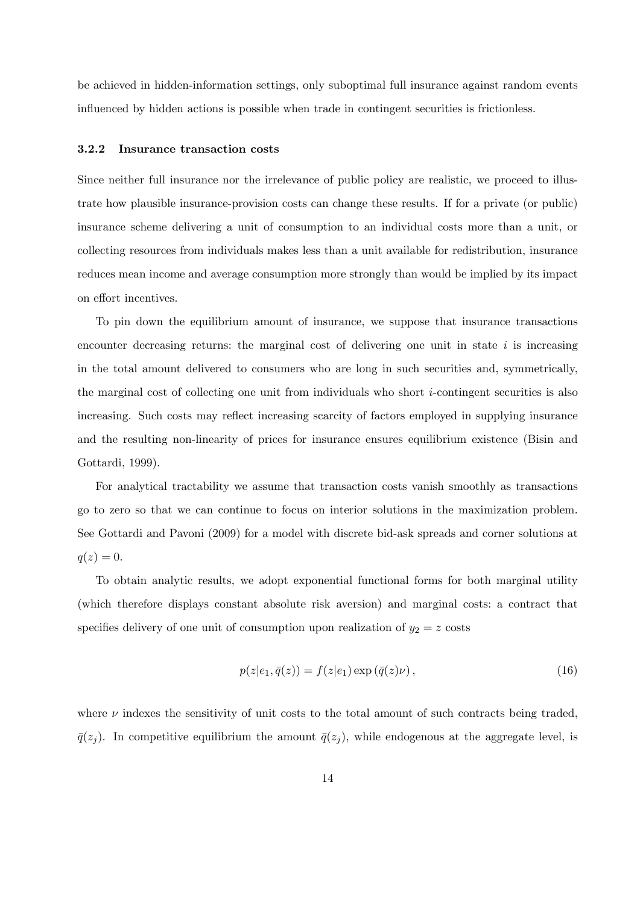be achieved in hidden-information settings, only suboptimal full insurance against random events influenced by hidden actions is possible when trade in contingent securities is frictionless.

### 3.2.2 Insurance transaction costs

Since neither full insurance nor the irrelevance of public policy are realistic, we proceed to illustrate how plausible insurance-provision costs can change these results. If for a private (or public) insurance scheme delivering a unit of consumption to an individual costs more than a unit, or collecting resources from individuals makes less than a unit available for redistribution, insurance reduces mean income and average consumption more strongly than would be implied by its impact on effort incentives.

To pin down the equilibrium amount of insurance, we suppose that insurance transactions encounter decreasing returns: the marginal cost of delivering one unit in state $i$ is increasing in the total amount delivered to consumers who are long in such securities and, symmetrically, the marginal cost of collecting one unit from individuals who short $i$-contingent securities is also increasing. Such costs may reflect increasing scarcity of factors employed in supplying insurance and the resulting non-linearity of prices for insurance ensures equilibrium existence (Bisin and Gottardi, 1999).

For analytical tractability we assume that transaction costs vanish smoothly as transactions go to zero so that we can continue to focus on interior solutions in the maximization problem. See Gottardi and Pavoni (2009) for a model with discrete bid-ask spreads and corner solutions at $q(z) = 0$.

To obtain analytic results, we adopt exponential functional forms for both marginal utility (which therefore displays constant absolute risk aversion) and marginal costs: a contract that specifies delivery of one unit of consumption upon realization of $y_2 = z$ costs

$$p(z|e_1, \bar{q}(z)) = f(z|e_1) \exp\left(\bar{q}(z)\nu\right), \tag{16}$$

where $\nu$ indexes the sensitivity of unit costs to the total amount of such contracts being traded, $\bar{q}(z_j)$. In competitive equilibrium the amount $\bar{q}(z_j)$, while endogenous at the aggregate level, is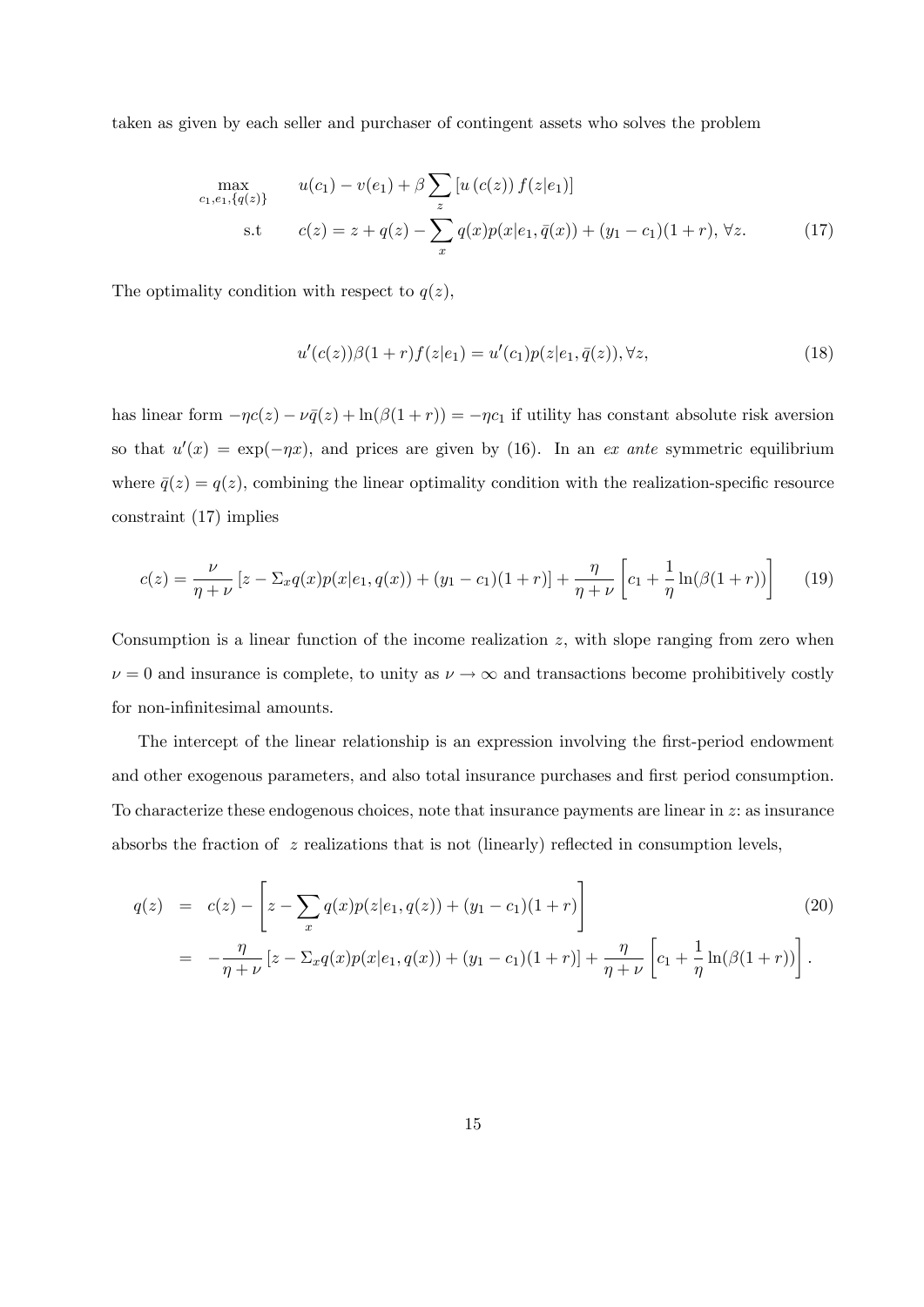taken as given by each seller and purchaser of contingent assets who solves the problem

$$
\begin{aligned}
\max_{c_1, e_1, \{q(z)\}} \quad & u(c_1) - v(e_1) + \beta \sum_z \left[ u\left(c(z)\right) f(z|e_1) \right] \\
\text{s.t} \quad & c(z) = z + q(z) - \sum_x q(x) p(x|e_1, \bar{q}(x)) + (y_1 - c_1)(1+r), \; \forall z.
\end{aligned} \tag{17}
$$

The optimality condition with respect to $q(z)$,

$$
u'(c(z))\beta(1+r) f(z|e_1) = u'(c_1) p(z|e_1, \bar{q}(z)), \forall z, \tag{18}
$$

has linear form $-\eta c(z) - \nu \bar{q}(z) + \ln(\beta(1+r)) = -\eta c_1$ if utility has constant absolute risk aversion so that $u'(x) = \exp(-\eta x)$, and prices are given by (16). In an *ex ante* symmetric equilibrium where $\bar{q}(z) = q(z)$, combining the linear optimality condition with the realization-specific resource constraint (17) implies

$$
c(z) = \frac{\nu}{\eta + \nu} \left[ z - \Sigma_x q(x) p(x|e_1, q(x)) + (y_1 - c_1)(1+r) \right] + \frac{\eta}{\eta + \nu} \left[ c_1 + \frac{1}{\eta} \ln(\beta(1+r)) \right] \tag{19}
$$

Consumption is a linear function of the income realization $z$, with slope ranging from zero when $\nu = 0$ and insurance is complete, to unity as $\nu \to \infty$ and transactions become prohibitively costly for non-infinitesimal amounts.

The intercept of the linear relationship is an expression involving the first-period endowment and other exogenous parameters, and also total insurance purchases and first period consumption. To characterize these endogenous choices, note that insurance payments are linear in $z$: as insurance absorbs the fraction of $z$ realizations that is not (linearly) reflected in consumption levels,

$$
\begin{aligned}
q(z) &= c(z) - \left[ z - \sum_x q(x) p(z|e_1, q(z)) + (y_1 - c_1)(1+r) \right] \\
&= -\frac{\eta}{\eta + \nu} \left[ z - \Sigma_x q(x) p(x|e_1, q(x)) + (y_1 - c_1)(1+r) \right] + \frac{\eta}{\eta + \nu} \left[ c_1 + \frac{1}{\eta} \ln(\beta(1+r)) \right].
\end{aligned} \tag{20}
$$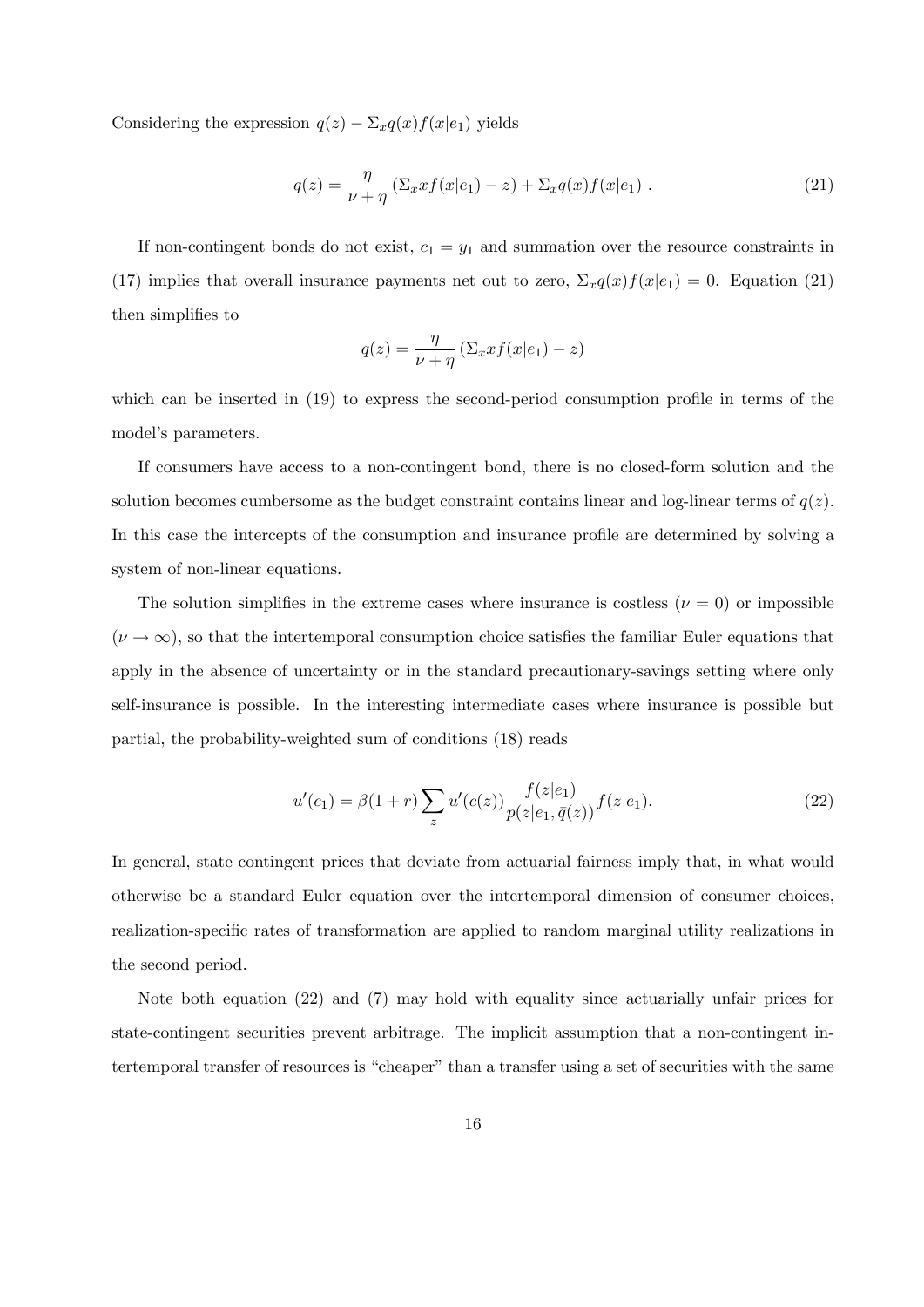Considering the expression $q(z) - \Sigma_x q(x) f(x|e_1)$ yields

$$q(z) = \frac{\eta}{\nu + \eta} \left( \Sigma_x x f(x|e_1) - z \right) + \Sigma_x q(x) f(x|e_1) \,. \tag{21}$$

If non-contingent bonds do not exist, $c_1 = y_1$ and summation over the resource constraints in (17) implies that overall insurance payments net out to zero, $\Sigma_x q(x) f(x|e_1) = 0$. Equation (21) then simplifies to

$$q(z) = \frac{\eta}{\nu + \eta} \left( \Sigma_x x f(x|e_1) - z \right)$$

which can be inserted in (19) to express the second-period consumption profile in terms of the model's parameters.

If consumers have access to a non-contingent bond, there is no closed-form solution and the solution becomes cumbersome as the budget constraint contains linear and log-linear terms of $q(z)$. In this case the intercepts of the consumption and insurance profile are determined by solving a system of non-linear equations.

The solution simplifies in the extreme cases where insurance is costless ($\nu = 0$) or impossible ($\nu \to \infty$), so that the intertemporal consumption choice satisfies the familiar Euler equations that apply in the absence of uncertainty or in the standard precautionary-savings setting where only self-insurance is possible. In the interesting intermediate cases where insurance is possible but partial, the probability-weighted sum of conditions (18) reads

$$u'(c_1) = \beta(1 + r) \sum_z u'(c(z)) \frac{f(z|e_1)}{p(z|e_1, \bar{q}(z))} f(z|e_1). \tag{22}$$

In general, state contingent prices that deviate from actuarial fairness imply that, in what would otherwise be a standard Euler equation over the intertemporal dimension of consumer choices, realization-specific rates of transformation are applied to random marginal utility realizations in the second period.

Note both equation (22) and (7) may hold with equality since actuarially unfair prices for state-contingent securities prevent arbitrage. The implicit assumption that a non-contingent intertemporal transfer of resources is "cheaper" than a transfer using a set of securities with the same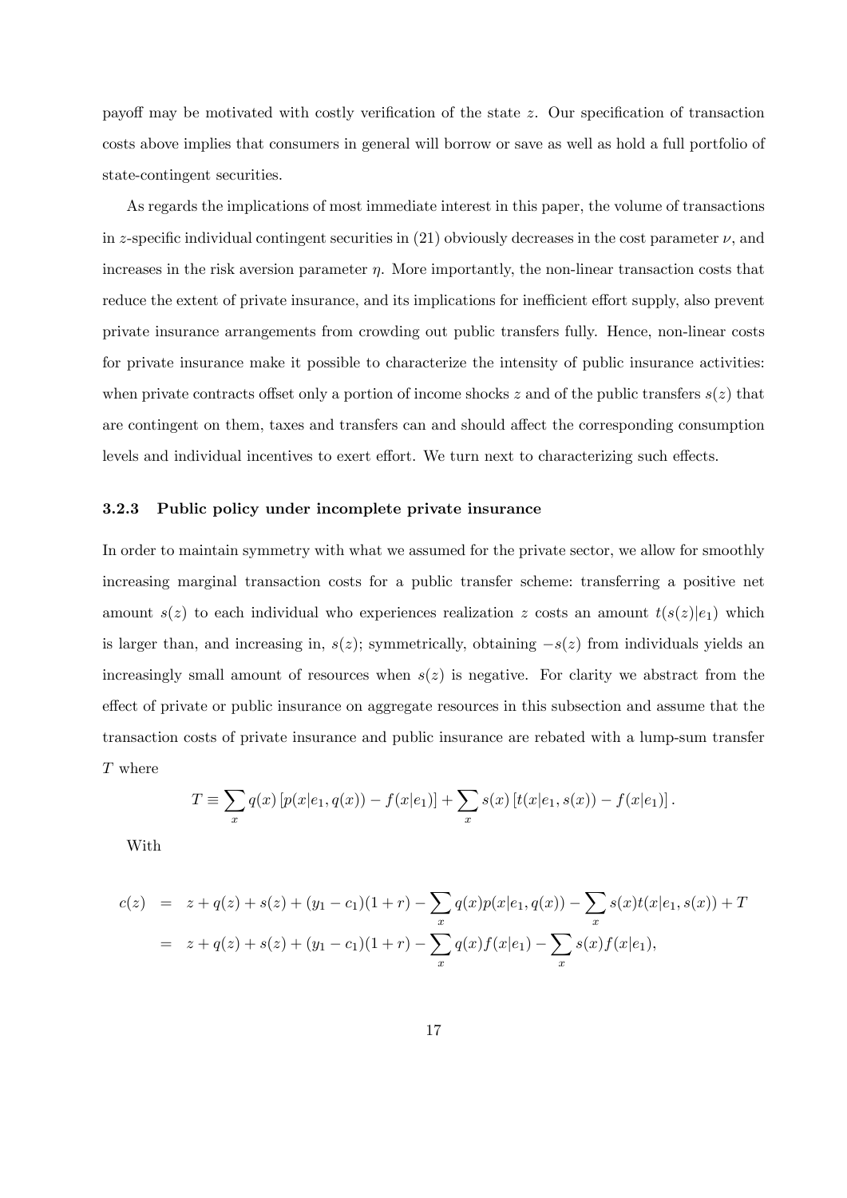payoff may be motivated with costly verification of the state $z$. Our specification of transaction costs above implies that consumers in general will borrow or save as well as hold a full portfolio of state-contingent securities.

As regards the implications of most immediate interest in this paper, the volume of transactions in $z$-specific individual contingent securities in (21) obviously decreases in the cost parameter $\nu$, and increases in the risk aversion parameter $\eta$. More importantly, the non-linear transaction costs that reduce the extent of private insurance, and its implications for inefficient effort supply, also prevent private insurance arrangements from crowding out public transfers fully. Hence, non-linear costs for private insurance make it possible to characterize the intensity of public insurance activities: when private contracts offset only a portion of income shocks $z$ and of the public transfers $s(z)$ that are contingent on them, taxes and transfers can and should affect the corresponding consumption levels and individual incentives to exert effort. We turn next to characterizing such effects.

### 3.2.3 Public policy under incomplete private insurance

In order to maintain symmetry with what we assumed for the private sector, we allow for smoothly increasing marginal transaction costs for a public transfer scheme: transferring a positive net amount $s(z)$ to each individual who experiences realization $z$ costs an amount $t(s(z)|e_1)$ which is larger than, and increasing in, $s(z)$; symmetrically, obtaining $-s(z)$ from individuals yields an increasingly small amount of resources when $s(z)$ is negative. For clarity we abstract from the effect of private or public insurance on aggregate resources in this subsection and assume that the transaction costs of private insurance and public insurance are rebated with a lump-sum transfer $T$ where

$$T \equiv \sum_{x} q(x) \left[ p(x|e_1, q(x)) - f(x|e_1) \right] + \sum_{x} s(x) \left[ t(x|e_1, s(x)) - f(x|e_1) \right].$$

With

$$\begin{aligned}
c(z) &= z + q(z) + s(z) + (y_1 - c_1)(1+r) - \sum_{x} q(x) p(x|e_1, q(x)) - \sum_{x} s(x) t(x|e_1, s(x)) + T \\
&= z + q(z) + s(z) + (y_1 - c_1)(1+r) - \sum_{x} q(x) f(x|e_1) - \sum_{x} s(x) f(x|e_1),
\end{aligned}$$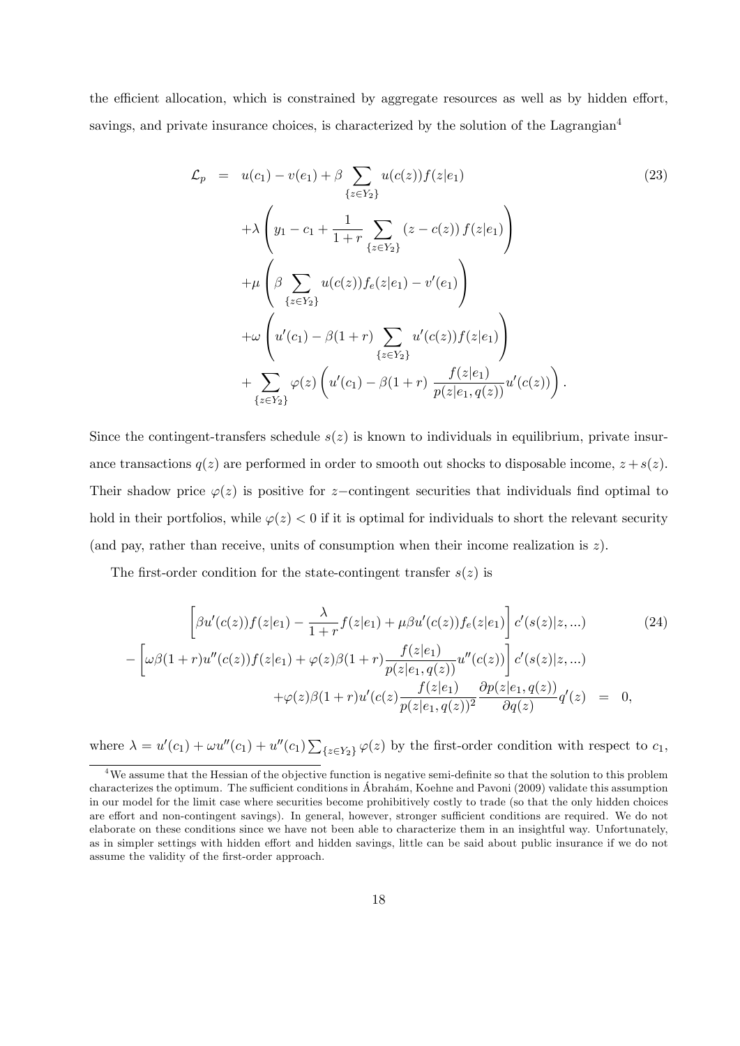the efficient allocation, which is constrained by aggregate resources as well as by hidden effort, savings, and private insurance choices, is characterized by the solution of the Lagrangian[4]

$$
\begin{aligned}
\mathcal{L}_p &= u(c_1) - v(e_1) + \beta \sum_{\{z \in Y_2\}} u(c(z)) f(z|e_1) \\
&\quad + \lambda \left( y_1 - c_1 + \frac{1}{1+r} \sum_{\{z \in Y_2\}} (z - c(z)) f(z|e_1) \right) \\
&\quad + \mu \left( \beta \sum_{\{z \in Y_2\}} u(c(z)) f_e(z|e_1) - v'(e_1) \right) \\
&\quad + \omega \left( u'(c_1) - \beta(1+r) \sum_{\{z \in Y_2\}} u'(c(z)) f(z|e_1) \right) \\
&\quad + \sum_{\{z \in Y_2\}} \varphi(z) \left( u'(c_1) - \beta(1+r) \, \frac{f(z|e_1)}{p(z|e_1, q(z))} u'(c(z)) \right).
\end{aligned} \tag{23}
$$

Since the contingent-transfers schedule $s(z)$ is known to individuals in equilibrium, private insurance transactions $q(z)$ are performed in order to smooth out shocks to disposable income, $z + s(z)$. Their shadow price $\varphi(z)$ is positive for $z-$contingent securities that individuals find optimal to hold in their portfolios, while $\varphi(z) < 0$ if it is optimal for individuals to short the relevant security (and pay, rather than receive, units of consumption when their income realization is $z$).

The first-order condition for the state-contingent transfer $s(z)$ is

$$
\begin{aligned}
&\left[ \beta u'(c(z)) f(z|e_1) - \frac{\lambda}{1+r} f(z|e_1) + \mu \beta u'(c(z)) f_e(z|e_1) \right] c'(s(z)|z, ...) \\
&- \left[ \omega \beta (1+r) u''(c(z)) f(z|e_1) + \varphi(z) \beta (1+r) \frac{f(z|e_1)}{p(z|e_1, q(z))} u''(c(z)) \right] c'(s(z)|z, ...) \\
&\qquad + \varphi(z) \beta (1+r) u'(c(z) \frac{f(z|e_1)}{p(z|e_1, q(z))^2} \frac{\partial p(z|e_1, q(z))}{\partial q(z)} q'(z) \;=\; 0,
\end{aligned} \tag{24}
$$

where $\lambda = u'(c_1) + \omega u''(c_1) + u''(c_1) \sum_{\{z \in Y_2\}} \varphi(z)$ by the first-order condition with respect to $c_1$,

[4] We assume that the Hessian of the objective function is negative semi-definite so that the solution to this problem characterizes the optimum. The sufficient conditions in Ábrahám, Koehne and Pavoni (2009) validate this assumption in our model for the limit case where securities become prohibitively costly to trade (so that the only hidden choices are effort and non-contingent savings). In general, however, stronger sufficient conditions are required. We do not elaborate on these conditions since we have not been able to characterize them in an insightful way. Unfortunately, as in simpler settings with hidden effort and hidden savings, little can be said about public insurance if we do not assume the validity of the first-order approach.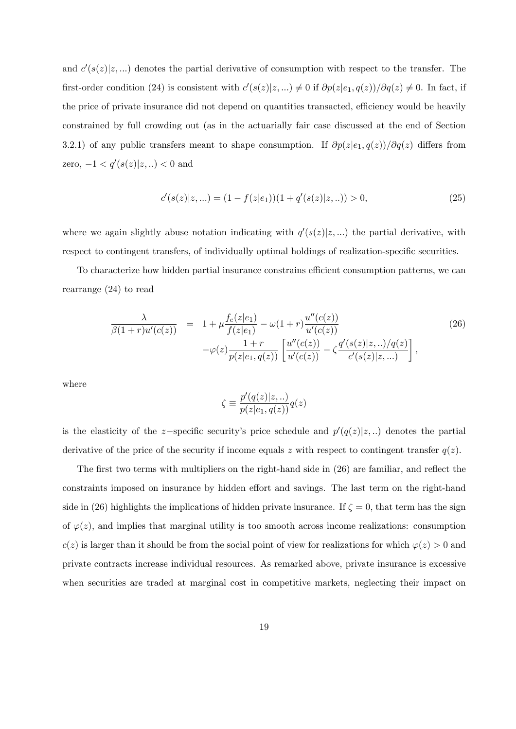and $c'(s(z)|z,...)$ denotes the partial derivative of consumption with respect to the transfer. The first-order condition (24) is consistent with $c'(s(z)|z,...) \neq 0$ if $\partial p(z|e_1, q(z))/\partial q(z) \neq 0$. In fact, if the price of private insurance did not depend on quantities transacted, efficiency would be heavily constrained by full crowding out (as in the actuarially fair case discussed at the end of Section 3.2.1) of any public transfers meant to shape consumption. If $\partial p(z|e_1, q(z))/\partial q(z)$ differs from zero, $-1 < q'(s(z)|z,..) < 0$ and

$$c'(s(z)|z,...) = (1 - f(z|e_1))(1 + q'(s(z)|z,..)) > 0, \tag{25}$$

where we again slightly abuse notation indicating with $q'(s(z)|z,...)$ the partial derivative, with respect to contingent transfers, of individually optimal holdings of realization-specific securities.

To characterize how hidden partial insurance constrains efficient consumption patterns, we can rearrange (24) to read

$$\begin{aligned} \frac{\lambda}{\beta(1+r)u'(c(z))} &= 1 + \mu \frac{f_e(z|e_1)}{f(z|e_1)} - \omega(1+r)\frac{u''(c(z))}{u'(c(z))} \\ &\quad - \varphi(z)\frac{1+r}{p(z|e_1, q(z))}\left[\frac{u''(c(z))}{u'(c(z))} - \zeta \frac{q'(s(z)|z,..)/q(z)}{c'(s(z)|z,...)}\right], \end{aligned} \tag{26}$$

where

$$\zeta \equiv \frac{p'(q(z)|z,..)}{p(z|e_1, q(z))}q(z)$$

is the elasticity of the $z-$specific security's price schedule and $p'(q(z)|z,..)$ denotes the partial derivative of the price of the security if income equals $z$ with respect to contingent transfer $q(z)$.

The first two terms with multipliers on the right-hand side in (26) are familiar, and reflect the constraints imposed on insurance by hidden effort and savings. The last term on the right-hand side in (26) highlights the implications of hidden private insurance. If $\zeta = 0$, that term has the sign of $\varphi(z)$, and implies that marginal utility is too smooth across income realizations: consumption $c(z)$ is larger than it should be from the social point of view for realizations for which $\varphi(z) > 0$ and private contracts increase individual resources. As remarked above, private insurance is excessive when securities are traded at marginal cost in competitive markets, neglecting their impact on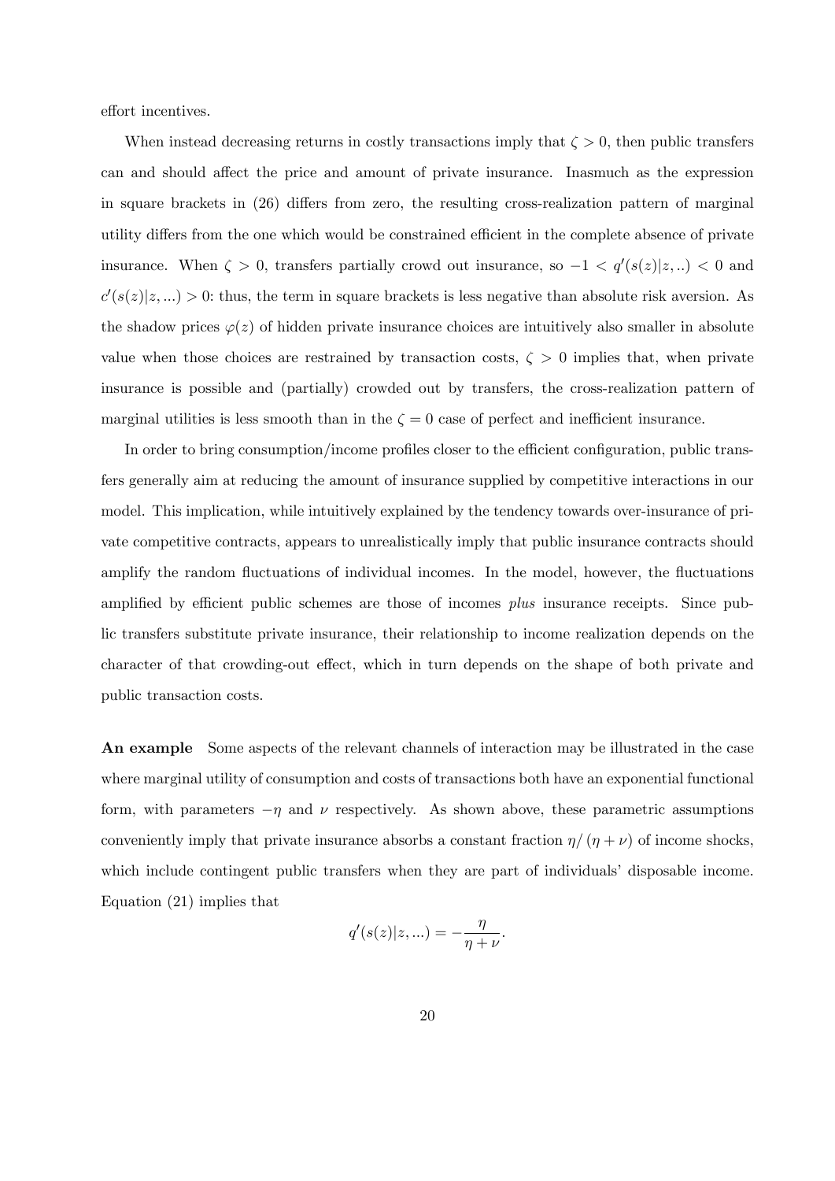effort incentives.

When instead decreasing returns in costly transactions imply that $\zeta > 0$, then public transfers can and should affect the price and amount of private insurance. Inasmuch as the expression in square brackets in (26) differs from zero, the resulting cross-realization pattern of marginal utility differs from the one which would be constrained efficient in the complete absence of private insurance. When $\zeta > 0$, transfers partially crowd out insurance, so $-1 < q'(s(z)|z,..) < 0$ and $c'(s(z)|z,...) > 0$: thus, the term in square brackets is less negative than absolute risk aversion. As the shadow prices $\varphi(z)$ of hidden private insurance choices are intuitively also smaller in absolute value when those choices are restrained by transaction costs, $\zeta > 0$ implies that, when private insurance is possible and (partially) crowded out by transfers, the cross-realization pattern of marginal utilities is less smooth than in the $\zeta = 0$ case of perfect and inefficient insurance.

In order to bring consumption/income profiles closer to the efficient configuration, public transfers generally aim at reducing the amount of insurance supplied by competitive interactions in our model. This implication, while intuitively explained by the tendency towards over-insurance of private competitive contracts, appears to unrealistically imply that public insurance contracts should amplify the random fluctuations of individual incomes. In the model, however, the fluctuations amplified by efficient public schemes are those of incomes *plus* insurance receipts. Since public transfers substitute private insurance, their relationship to income realization depends on the character of that crowding-out effect, which in turn depends on the shape of both private and public transaction costs.

**An example** Some aspects of the relevant channels of interaction may be illustrated in the case where marginal utility of consumption and costs of transactions both have an exponential functional form, with parameters $-\eta$ and $\nu$ respectively. As shown above, these parametric assumptions conveniently imply that private insurance absorbs a constant fraction $\eta/(\eta + \nu)$ of income shocks, which include contingent public transfers when they are part of individuals' disposable income. Equation (21) implies that

$$q'(s(z)|z,...) = -\frac{\eta}{\eta + \nu}.$$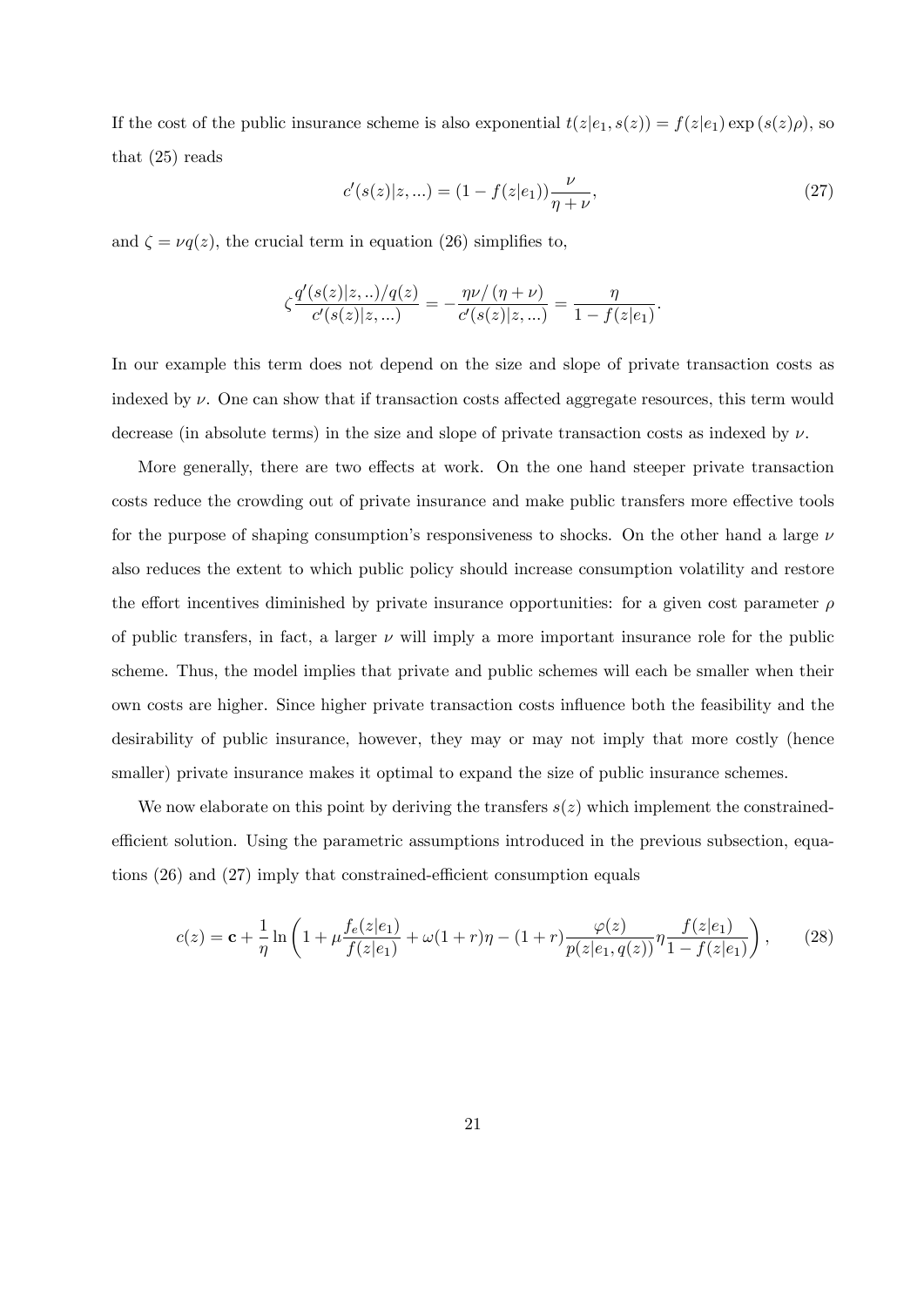If the cost of the public insurance scheme is also exponential $t(z|e_1, s(z)) = f(z|e_1)\exp(s(z)\rho)$, so that (25) reads

$$c'(s(z)|z,...) = (1 - f(z|e_1))\frac{\nu}{\eta + \nu}, \tag{27}$$

and $\zeta = \nu q(z)$, the crucial term in equation (26) simplifies to,

$$\zeta \frac{q'(s(z)|z,..)/q(z)}{c'(s(z)|z,...)} = -\frac{\eta\nu/(\eta+\nu)}{c'(s(z)|z,...)} = \frac{\eta}{1 - f(z|e_1)}.$$

In our example this term does not depend on the size and slope of private transaction costs as indexed by $\nu$. One can show that if transaction costs affected aggregate resources, this term would decrease (in absolute terms) in the size and slope of private transaction costs as indexed by $\nu$.

More generally, there are two effects at work. On the one hand steeper private transaction costs reduce the crowding out of private insurance and make public transfers more effective tools for the purpose of shaping consumption's responsiveness to shocks. On the other hand a large $\nu$ also reduces the extent to which public policy should increase consumption volatility and restore the effort incentives diminished by private insurance opportunities: for a given cost parameter $\rho$ of public transfers, in fact, a larger $\nu$ will imply a more important insurance role for the public scheme. Thus, the model implies that private and public schemes will each be smaller when their own costs are higher. Since higher private transaction costs influence both the feasibility and the desirability of public insurance, however, they may or may not imply that more costly (hence smaller) private insurance makes it optimal to expand the size of public insurance schemes.

We now elaborate on this point by deriving the transfers $s(z)$ which implement the constrained-efficient solution. Using the parametric assumptions introduced in the previous subsection, equations (26) and (27) imply that constrained-efficient consumption equals

$$c(z) = \mathbf{c} + \frac{1}{\eta}\ln\left(1 + \mu\frac{f_e(z|e_1)}{f(z|e_1)} + \omega(1+r)\eta - (1+r)\frac{\varphi(z)}{p(z|e_1, q(z))}\eta\frac{f(z|e_1)}{1 - f(z|e_1)}\right), \tag{28}$$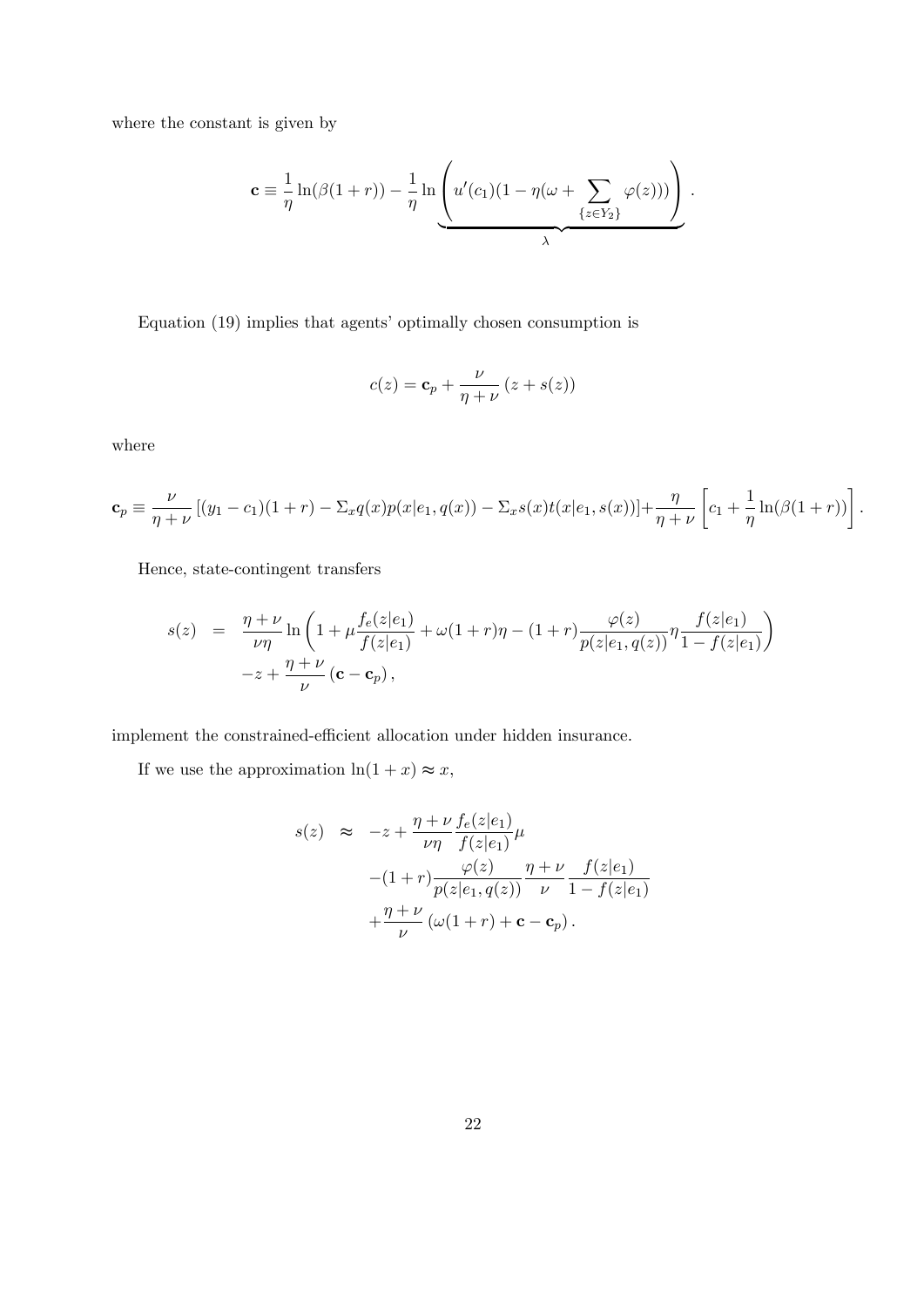where the constant is given by

$$\mathbf{c} \equiv \frac{1}{\eta}\ln(\beta(1+r)) - \frac{1}{\eta}\ln\underbrace{\left(u'(c_1)(1-\eta(\omega+\sum_{\{z\in Y_2\}}\varphi(z)))\right)}_{\lambda}.$$

Equation (19) implies that agents' optimally chosen consumption is

$$c(z) = \mathbf{c}_p + \frac{\nu}{\eta+\nu}\left(z+s(z)\right)$$

where

$$\mathbf{c}_p \equiv \frac{\nu}{\eta+\nu}\left[(y_1-c_1)(1+r) - \Sigma_x q(x)p(x|e_1,q(x)) - \Sigma_x s(x)t(x|e_1,s(x))\right] + \frac{\eta}{\eta+\nu}\left[c_1 + \frac{1}{\eta}\ln(\beta(1+r))\right].$$

Hence, state-contingent transfers

$$\begin{aligned} s(z) &= \frac{\eta+\nu}{\nu\eta}\ln\left(1+\mu\frac{f_e(z|e_1)}{f(z|e_1)} + \omega(1+r)\eta - (1+r)\frac{\varphi(z)}{p(z|e_1,q(z))}\eta\frac{f(z|e_1)}{1-f(z|e_1)}\right) \\ &\quad -z + \frac{\eta+\nu}{\nu}\left(\mathbf{c}-\mathbf{c}_p\right), \end{aligned}$$

implement the constrained-efficient allocation under hidden insurance.

If we use the approximation $\ln(1+x)\approx x$,

$$\begin{aligned} s(z) &\approx -z + \frac{\eta+\nu}{\nu\eta}\frac{f_e(z|e_1)}{f(z|e_1)}\mu \\ &\quad -(1+r)\frac{\varphi(z)}{p(z|e_1,q(z))}\frac{\eta+\nu}{\nu}\frac{f(z|e_1)}{1-f(z|e_1)} \\ &\quad +\frac{\eta+\nu}{\nu}\left(\omega(1+r)+\mathbf{c}-\mathbf{c}_p\right). \end{aligned}$$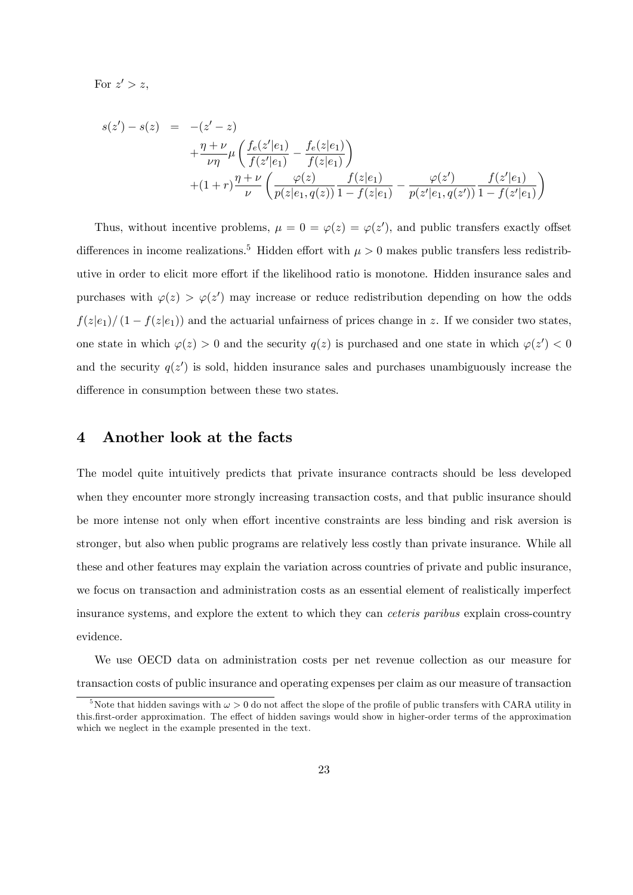For $z' > z$,

$$
\begin{aligned}
s(z') - s(z) &= -(z' - z) \\
&\quad + \frac{\eta + \nu}{\nu \eta} \mu \left( \frac{f_e(z'|e_1)}{f(z'|e_1)} - \frac{f_e(z|e_1)}{f(z|e_1)} \right) \\
&\quad + (1 + r) \frac{\eta + \nu}{\nu} \left( \frac{\varphi(z)}{p(z|e_1, q(z))} \frac{f(z|e_1)}{1 - f(z|e_1)} - \frac{\varphi(z')}{p(z'|e_1, q(z'))} \frac{f(z'|e_1)}{1 - f(z'|e_1)} \right)
\end{aligned}
$$

Thus, without incentive problems, $\mu = 0 = \varphi(z) = \varphi(z')$, and public transfers exactly offset differences in income realizations.[5] Hidden effort with $\mu > 0$ makes public transfers less redistributive in order to elicit more effort if the likelihood ratio is monotone. Hidden insurance sales and purchases with $\varphi(z) > \varphi(z')$ may increase or reduce redistribution depending on how the odds $f(z|e_1)/(1 - f(z|e_1))$ and the actuarial unfairness of prices change in $z$. If we consider two states, one state in which $\varphi(z) > 0$ and the security $q(z)$ is purchased and one state in which $\varphi(z') < 0$ and the security $q(z')$ is sold, hidden insurance sales and purchases unambiguously increase the difference in consumption between these two states.

## 4 Another look at the facts

The model quite intuitively predicts that private insurance contracts should be less developed when they encounter more strongly increasing transaction costs, and that public insurance should be more intense not only when effort incentive constraints are less binding and risk aversion is stronger, but also when public programs are relatively less costly than private insurance. While all these and other features may explain the variation across countries of private and public insurance, we focus on transaction and administration costs as an essential element of realistically imperfect insurance systems, and explore the extent to which they can *ceteris paribus* explain cross-country evidence.

We use OECD data on administration costs per net revenue collection as our measure for transaction costs of public insurance and operating expenses per claim as our measure of transaction

[5] Note that hidden savings with $\omega > 0$ do not affect the slope of the profile of public transfers with CARA utility in this.first-order approximation. The effect of hidden savings would show in higher-order terms of the approximation which we neglect in the example presented in the text.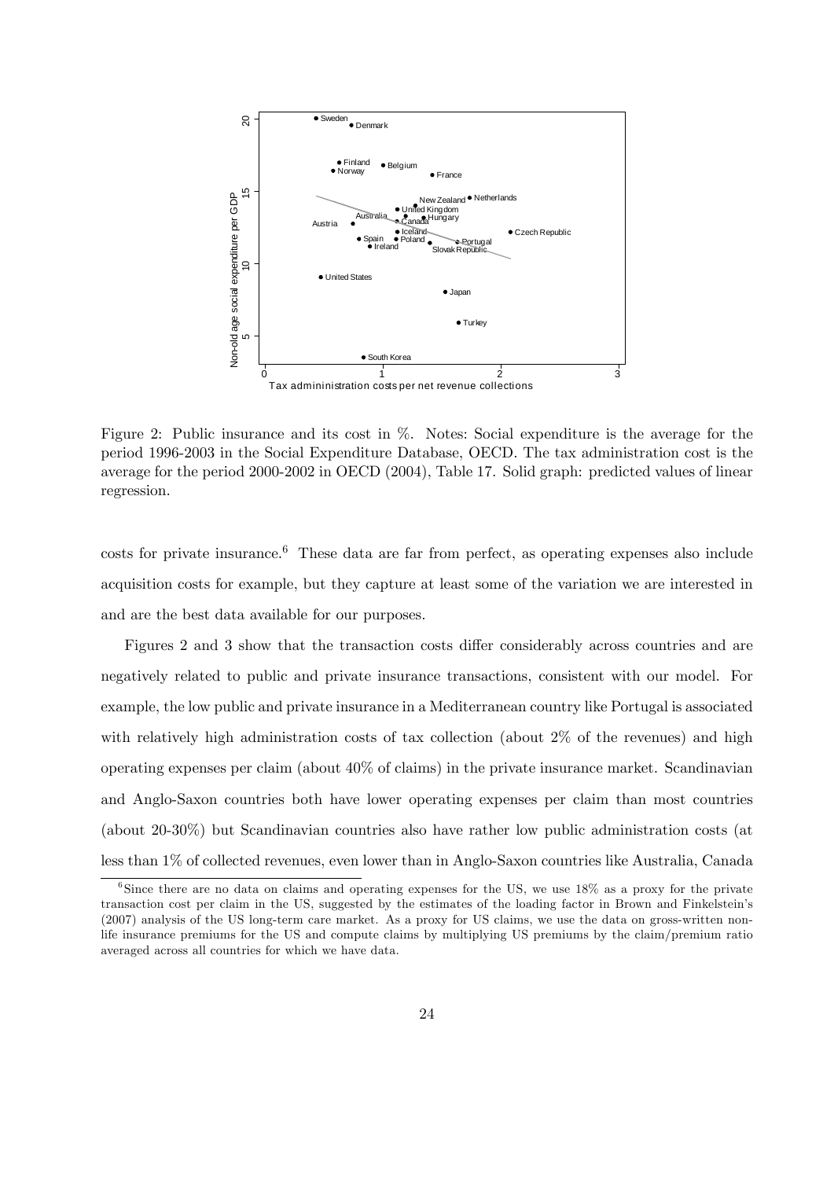Figure 2: Public insurance and its cost in %. Notes: Social expenditure is the average for the period 1996-2003 in the Social Expenditure Database, OECD. The tax administration cost is the average for the period 2000-2002 in OECD (2004), Table 17. Solid graph: predicted values of linear regression.

costs for private insurance.[6] These data are far from perfect, as operating expenses also include acquisition costs for example, but they capture at least some of the variation we are interested in and are the best data available for our purposes.

Figures 2 and 3 show that the transaction costs differ considerably across countries and are negatively related to public and private insurance transactions, consistent with our model. For example, the low public and private insurance in a Mediterranean country like Portugal is associated with relatively high administration costs of tax collection (about 2% of the revenues) and high operating expenses per claim (about 40% of claims) in the private insurance market. Scandinavian and Anglo-Saxon countries both have lower operating expenses per claim than most countries (about 20-30%) but Scandinavian countries also have rather low public administration costs (at less than 1% of collected revenues, even lower than in Anglo-Saxon countries like Australia, Canada

[6] Since there are no data on claims and operating expenses for the US, we use 18% as a proxy for the private transaction cost per claim in the US, suggested by the estimates of the loading factor in Brown and Finkelstein's (2007) analysis of the US long-term care market. As a proxy for US claims, we use the data on gross-written non-life insurance premiums for the US and compute claims by multiplying US premiums by the claim/premium ratio averaged across all countries for which we have data.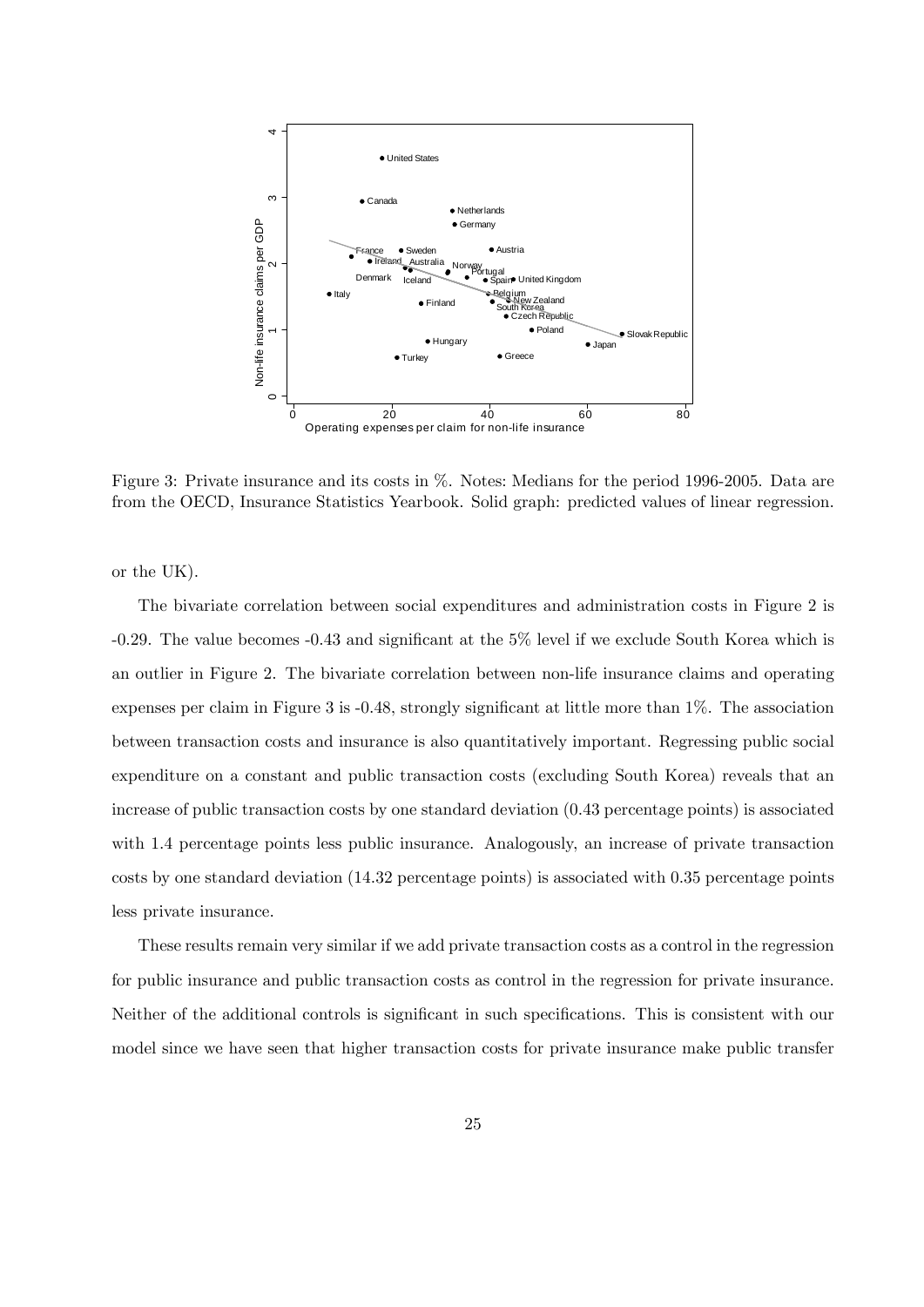Figure 3: Private insurance and its costs in %. Notes: Medians for the period 1996-2005. Data are from the OECD, Insurance Statistics Yearbook. Solid graph: predicted values of linear regression.

or the UK).

The bivariate correlation between social expenditures and administration costs in Figure 2 is -0.29. The value becomes -0.43 and significant at the 5% level if we exclude South Korea which is an outlier in Figure 2. The bivariate correlation between non-life insurance claims and operating expenses per claim in Figure 3 is -0.48, strongly significant at little more than 1%. The association between transaction costs and insurance is also quantitatively important. Regressing public social expenditure on a constant and public transaction costs (excluding South Korea) reveals that an increase of public transaction costs by one standard deviation (0.43 percentage points) is associated with 1.4 percentage points less public insurance. Analogously, an increase of private transaction costs by one standard deviation (14.32 percentage points) is associated with 0.35 percentage points less private insurance.

These results remain very similar if we add private transaction costs as a control in the regression for public insurance and public transaction costs as control in the regression for private insurance. Neither of the additional controls is significant in such specifications. This is consistent with our model since we have seen that higher transaction costs for private insurance make public transfer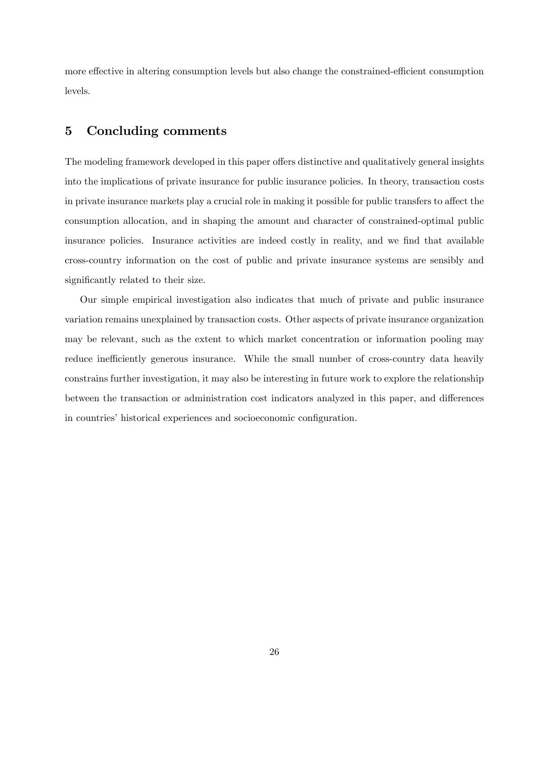more effective in altering consumption levels but also change the constrained-efficient consumption levels.

## 5 Concluding comments

The modeling framework developed in this paper offers distinctive and qualitatively general insights into the implications of private insurance for public insurance policies. In theory, transaction costs in private insurance markets play a crucial role in making it possible for public transfers to affect the consumption allocation, and in shaping the amount and character of constrained-optimal public insurance policies. Insurance activities are indeed costly in reality, and we find that available cross-country information on the cost of public and private insurance systems are sensibly and significantly related to their size.

Our simple empirical investigation also indicates that much of private and public insurance variation remains unexplained by transaction costs. Other aspects of private insurance organization may be relevant, such as the extent to which market concentration or information pooling may reduce inefficiently generous insurance. While the small number of cross-country data heavily constrains further investigation, it may also be interesting in future work to explore the relationship between the transaction or administration cost indicators analyzed in this paper, and differences in countries' historical experiences and socioeconomic configuration.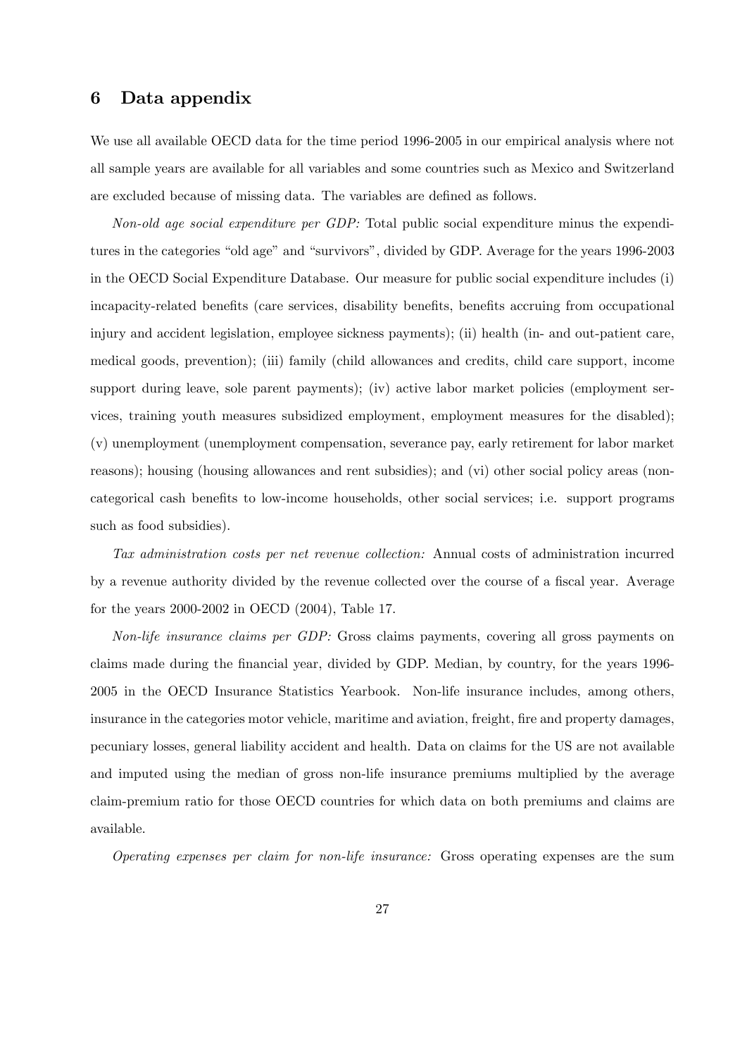## 6 Data appendix

We use all available OECD data for the time period 1996-2005 in our empirical analysis where not all sample years are available for all variables and some countries such as Mexico and Switzerland are excluded because of missing data. The variables are defined as follows.

*Non-old age social expenditure per GDP:* Total public social expenditure minus the expenditures in the categories "old age" and "survivors", divided by GDP. Average for the years 1996-2003 in the OECD Social Expenditure Database. Our measure for public social expenditure includes (i) incapacity-related benefits (care services, disability benefits, benefits accruing from occupational injury and accident legislation, employee sickness payments); (ii) health (in- and out-patient care, medical goods, prevention); (iii) family (child allowances and credits, child care support, income support during leave, sole parent payments); (iv) active labor market policies (employment services, training youth measures subsidized employment, employment measures for the disabled); (v) unemployment (unemployment compensation, severance pay, early retirement for labor market reasons); housing (housing allowances and rent subsidies); and (vi) other social policy areas (non-categorical cash benefits to low-income households, other social services; i.e. support programs such as food subsidies).

*Tax administration costs per net revenue collection:* Annual costs of administration incurred by a revenue authority divided by the revenue collected over the course of a fiscal year. Average for the years 2000-2002 in OECD (2004), Table 17.

*Non-life insurance claims per GDP:* Gross claims payments, covering all gross payments on claims made during the financial year, divided by GDP. Median, by country, for the years 1996-2005 in the OECD Insurance Statistics Yearbook. Non-life insurance includes, among others, insurance in the categories motor vehicle, maritime and aviation, freight, fire and property damages, pecuniary losses, general liability accident and health. Data on claims for the US are not available and imputed using the median of gross non-life insurance premiums multiplied by the average claim-premium ratio for those OECD countries for which data on both premiums and claims are available.

*Operating expenses per claim for non-life insurance:* Gross operating expenses are the sum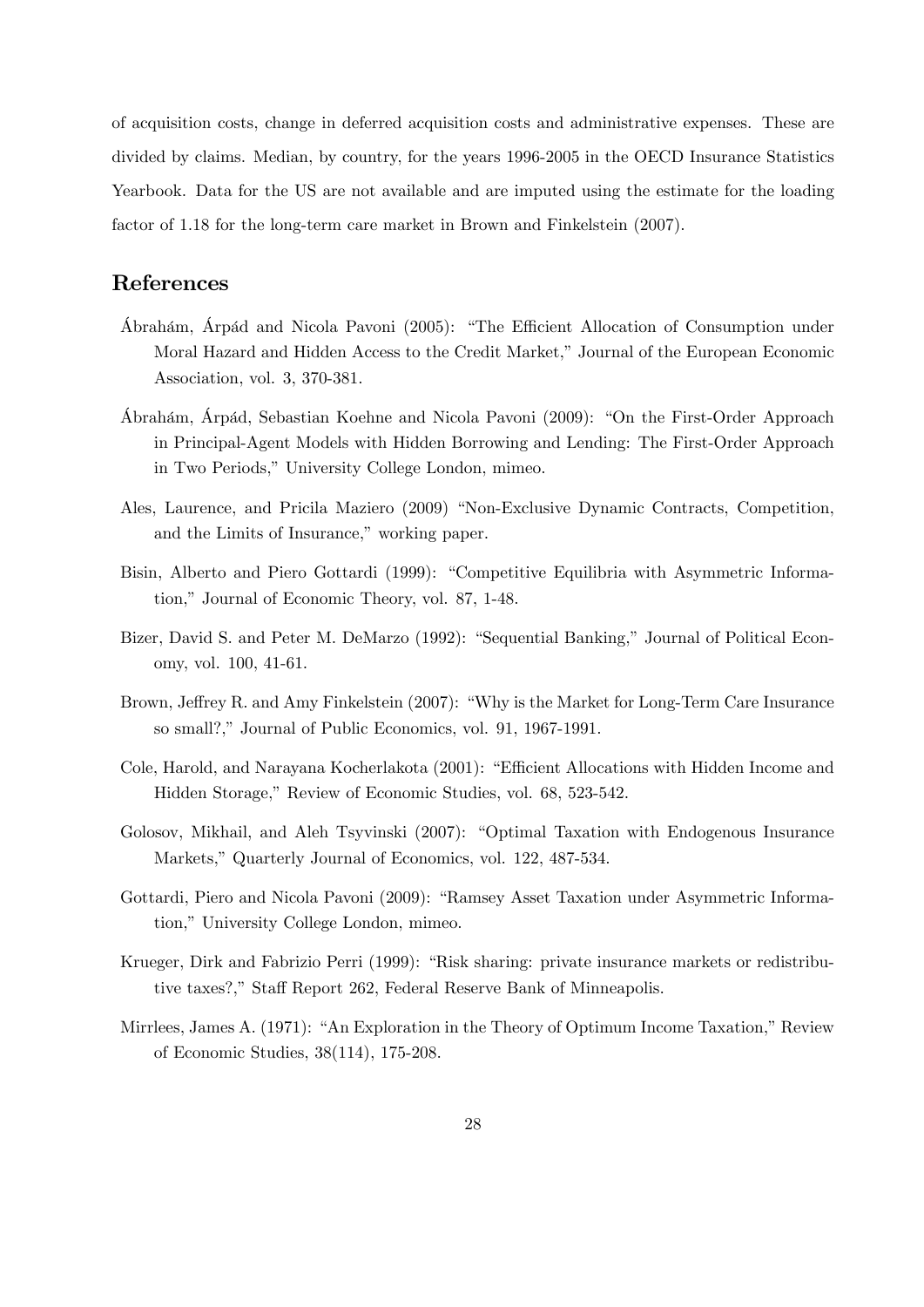of acquisition costs, change in deferred acquisition costs and administrative expenses. These are divided by claims. Median, by country, for the years 1996-2005 in the OECD Insurance Statistics Yearbook. Data for the US are not available and are imputed using the estimate for the loading factor of 1.18 for the long-term care market in Brown and Finkelstein (2007).

## References

Ábrahám, Árpád and Nicola Pavoni (2005): "The Efficient Allocation of Consumption under Moral Hazard and Hidden Access to the Credit Market," Journal of the European Economic Association, vol. 3, 370-381.

Ábrahám, Árpád, Sebastian Koehne and Nicola Pavoni (2009): "On the First-Order Approach in Principal-Agent Models with Hidden Borrowing and Lending: The First-Order Approach in Two Periods," University College London, mimeo.

Ales, Laurence, and Pricila Maziero (2009) "Non-Exclusive Dynamic Contracts, Competition, and the Limits of Insurance," working paper.

Bisin, Alberto and Piero Gottardi (1999): "Competitive Equilibria with Asymmetric Information," Journal of Economic Theory, vol. 87, 1-48.

Bizer, David S. and Peter M. DeMarzo (1992): "Sequential Banking," Journal of Political Economy, vol. 100, 41-61.

Brown, Jeffrey R. and Amy Finkelstein (2007): "Why is the Market for Long-Term Care Insurance so small?," Journal of Public Economics, vol. 91, 1967-1991.

Cole, Harold, and Narayana Kocherlakota (2001): "Efficient Allocations with Hidden Income and Hidden Storage," Review of Economic Studies, vol. 68, 523-542.

Golosov, Mikhail, and Aleh Tsyvinski (2007): "Optimal Taxation with Endogenous Insurance Markets," Quarterly Journal of Economics, vol. 122, 487-534.

Gottardi, Piero and Nicola Pavoni (2009): "Ramsey Asset Taxation under Asymmetric Information," University College London, mimeo.

Krueger, Dirk and Fabrizio Perri (1999): "Risk sharing: private insurance markets or redistributive taxes?," Staff Report 262, Federal Reserve Bank of Minneapolis.

Mirrlees, James A. (1971): "An Exploration in the Theory of Optimum Income Taxation," Review of Economic Studies, 38(114), 175-208.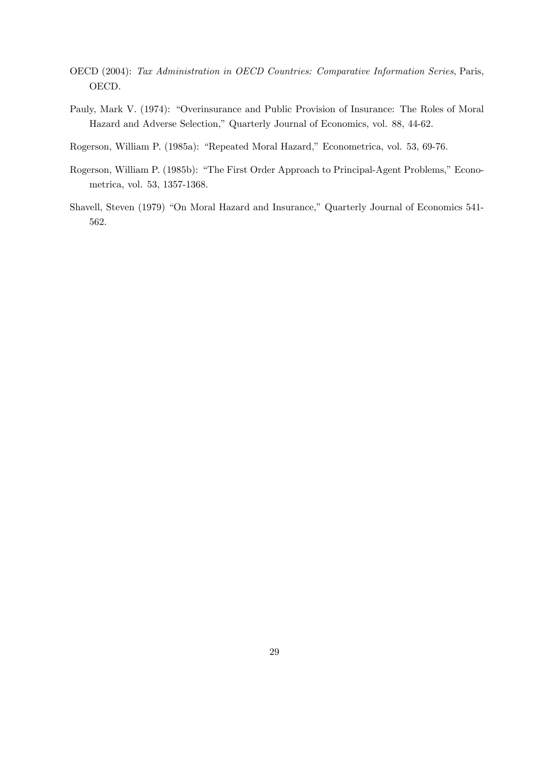OECD (2004): *Tax Administration in OECD Countries: Comparative Information Series*, Paris, OECD.

Pauly, Mark V. (1974): "Overinsurance and Public Provision of Insurance: The Roles of Moral Hazard and Adverse Selection," Quarterly Journal of Economics, vol. 88, 44-62.

Rogerson, William P. (1985a): "Repeated Moral Hazard," Econometrica, vol. 53, 69-76.

Rogerson, William P. (1985b): "The First Order Approach to Principal-Agent Problems," Econometrica, vol. 53, 1357-1368.

Shavell, Steven (1979) "On Moral Hazard and Insurance," Quarterly Journal of Economics 541-562.